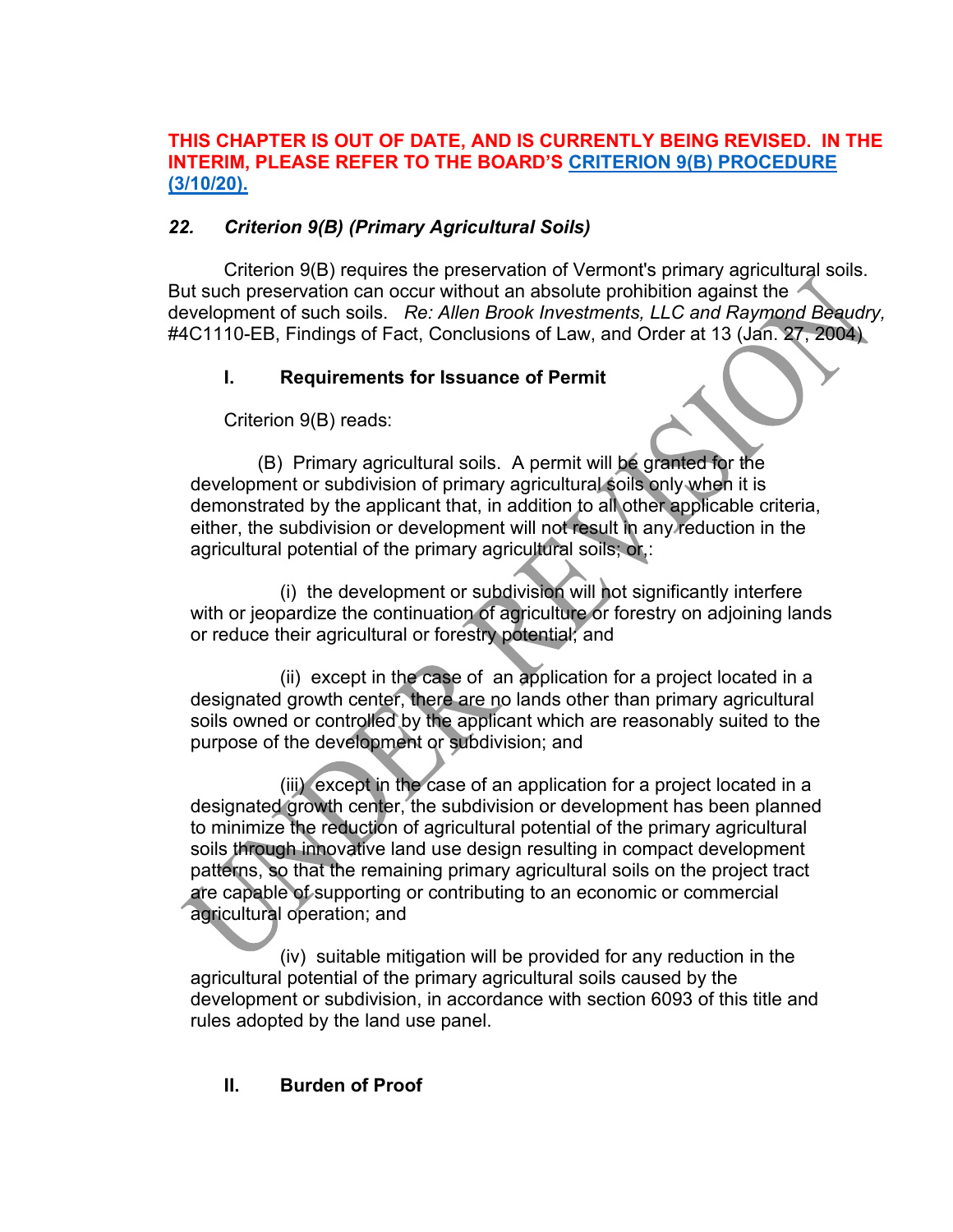**THIS CHAPTER IS OUT OF DATE, AND IS CURRENTLY BEING REVISED. IN THE INTERIM, PLEASE REFER TO THE BOARD'S [CRITERION 9(B) PROCEDURE (3/10/20).]()**

## *22. Criterion 9(B) (Primary Agricultural Soils)*

Criterion 9(B) requires the preservation of Vermont's primary agricultural soils. But such preservation can occur without an absolute prohibition against the development of such soils. *Re: Allen Brook Investments, LLC and Raymond Beaudry,* #4C1110-EB, Findings of Fact, Conclusions of Law, and Order at 13 (Jan. 27, 2004).

### I. Requirements for Issuance of Permit

Criterion 9(B) reads:

> (B) Primary agricultural soils. A permit will be granted for the development or subdivision of primary agricultural soils only when it is demonstrated by the applicant that, in addition to all other applicable criteria, either, the subdivision or development will not result in any reduction in the agricultural potential of the primary agricultural soils; or,:
>
> (i) the development or subdivision will not significantly interfere with or jeopardize the continuation of agriculture or forestry on adjoining lands or reduce their agricultural or forestry potential; and
>
> (ii) except in the case of an application for a project located in a designated growth center, there are no lands other than primary agricultural soils owned or controlled by the applicant which are reasonably suited to the purpose of the development or subdivision; and
>
> (iii) except in the case of an application for a project located in a designated growth center, the subdivision or development has been planned to minimize the reduction of agricultural potential of the primary agricultural soils through innovative land use design resulting in compact development patterns, so that the remaining primary agricultural soils on the project tract are capable of supporting or contributing to an economic or commercial agricultural operation; and
>
> (iv) suitable mitigation will be provided for any reduction in the agricultural potential of the primary agricultural soils caused by the development or subdivision, in accordance with section 6093 of this title and rules adopted by the land use panel.

### II. Burden of Proof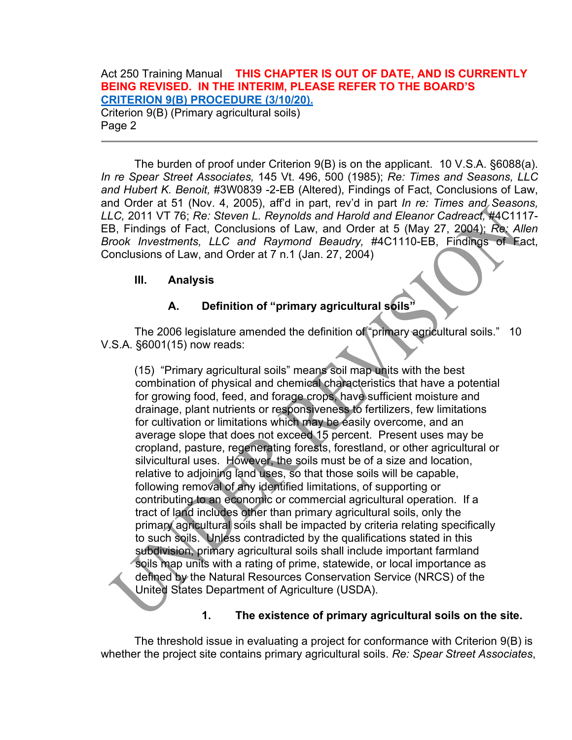The burden of proof under Criterion 9(B) is on the applicant. 10 V.S.A. §6088(a). *In re Spear Street Associates,* 145 Vt. 496, 500 (1985); *Re: Times and Seasons, LLC and Hubert K. Benoit,* #3W0839 -2-EB (Altered), Findings of Fact, Conclusions of Law, and Order at 51 (Nov. 4, 2005), aff'd in part, rev'd in part *In re: Times and Seasons, LLC,* 2011 VT 76; *Re: Steven L. Reynolds and Harold and Eleanor Cadreact,* #4C1117-EB, Findings of Fact, Conclusions of Law, and Order at 5 (May 27, 2004); *Re: Allen Brook Investments, LLC and Raymond Beaudry,* #4C1110-EB, Findings of Fact, Conclusions of Law, and Order at 7 n.1 (Jan. 27, 2004)

## III. Analysis

### A. Definition of "primary agricultural soils"

The 2006 legislature amended the definition of "primary agricultural soils." 10 V.S.A. §6001(15) now reads:

> (15) "Primary agricultural soils" means soil map units with the best combination of physical and chemical characteristics that have a potential for growing food, feed, and forage crops, have sufficient moisture and drainage, plant nutrients or responsiveness to fertilizers, few limitations for cultivation or limitations which may be easily overcome, and an average slope that does not exceed 15 percent. Present uses may be cropland, pasture, regenerating forests, forestland, or other agricultural or silvicultural uses. However, the soils must be of a size and location, relative to adjoining land uses, so that those soils will be capable, following removal of any identified limitations, of supporting or contributing to an economic or commercial agricultural operation. If a tract of land includes other than primary agricultural soils, only the primary agricultural soils shall be impacted by criteria relating specifically to such soils. Unless contradicted by the qualifications stated in this subdivision, primary agricultural soils shall include important farmland soils map units with a rating of prime, statewide, or local importance as defined by the Natural Resources Conservation Service (NRCS) of the United States Department of Agriculture (USDA).

#### 1. The existence of primary agricultural soils on the site.

The threshold issue in evaluating a project for conformance with Criterion 9(B) is whether the project site contains primary agricultural soils. *Re: Spear Street Associates*,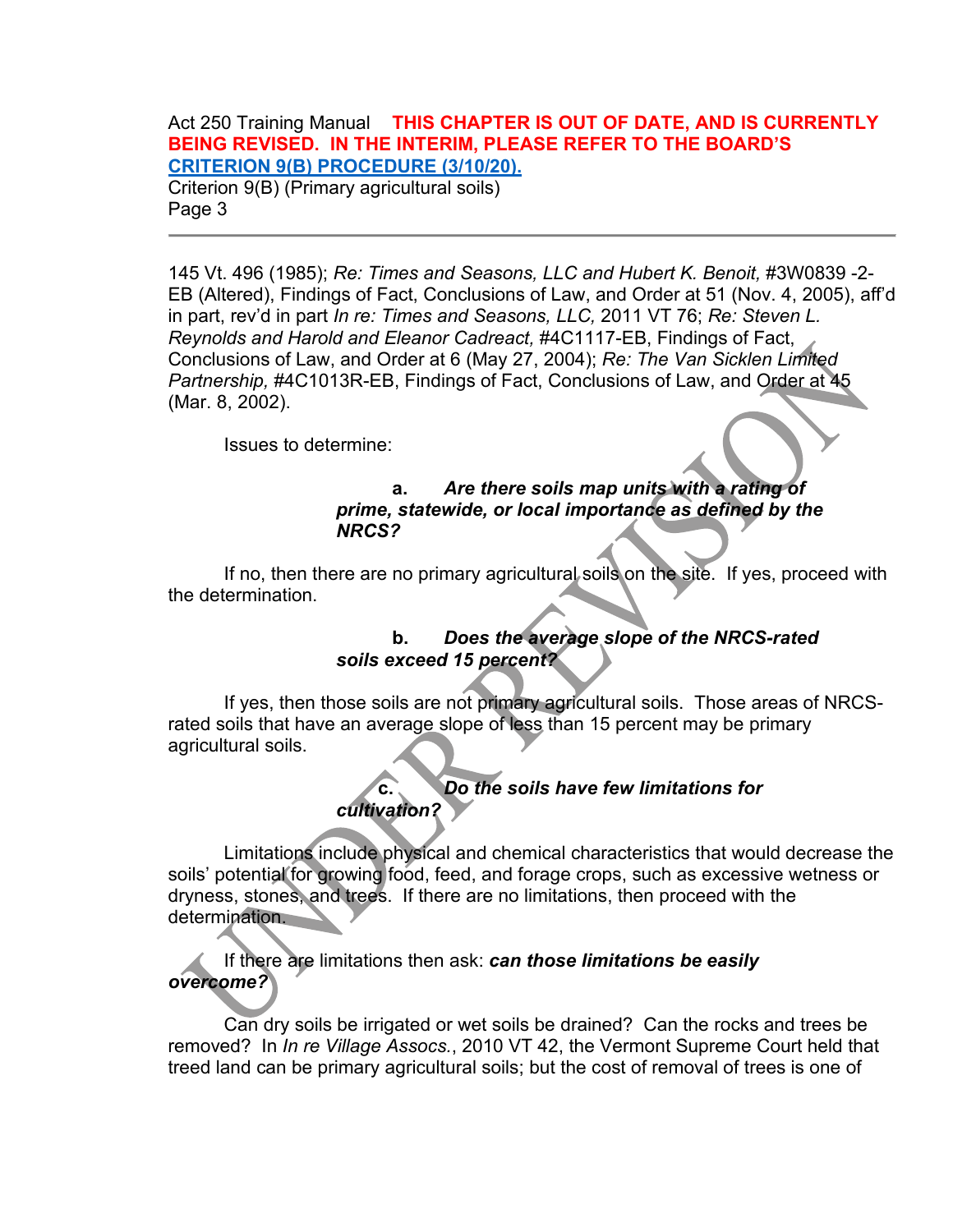145 Vt. 496 (1985); *Re: Times and Seasons, LLC and Hubert K. Benoit,* #3W0839 -2-EB (Altered), Findings of Fact, Conclusions of Law, and Order at 51 (Nov. 4, 2005), aff'd in part, rev'd in part *In re: Times and Seasons, LLC,* 2011 VT 76; *Re: Steven L. Reynolds and Harold and Eleanor Cadreact,* #4C1117-EB, Findings of Fact, Conclusions of Law, and Order at 6 (May 27, 2004); *Re: The Van Sicklen Limited Partnership,* #4C1013R-EB, Findings of Fact, Conclusions of Law, and Order at 45 (Mar. 8, 2002).

Issues to determine:

**a.** ***Are there soils map units with a rating of prime, statewide, or local importance as defined by the NRCS?***

If no, then there are no primary agricultural soils on the site. If yes, proceed with the determination.

**b.** ***Does the average slope of the NRCS-rated soils exceed 15 percent?***

If yes, then those soils are not primary agricultural soils. Those areas of NRCS-rated soils that have an average slope of less than 15 percent may be primary agricultural soils.

**c.** ***Do the soils have few limitations for cultivation?***

Limitations include physical and chemical characteristics that would decrease the soils' potential for growing food, feed, and forage crops, such as excessive wetness or dryness, stones, and trees. If there are no limitations, then proceed with the determination.

If there are limitations then ask: ***can those limitations be easily overcome?***

Can dry soils be irrigated or wet soils be drained? Can the rocks and trees be removed? In *In re Village Assocs.*, 2010 VT 42, the Vermont Supreme Court held that treed land can be primary agricultural soils; but the cost of removal of trees is one of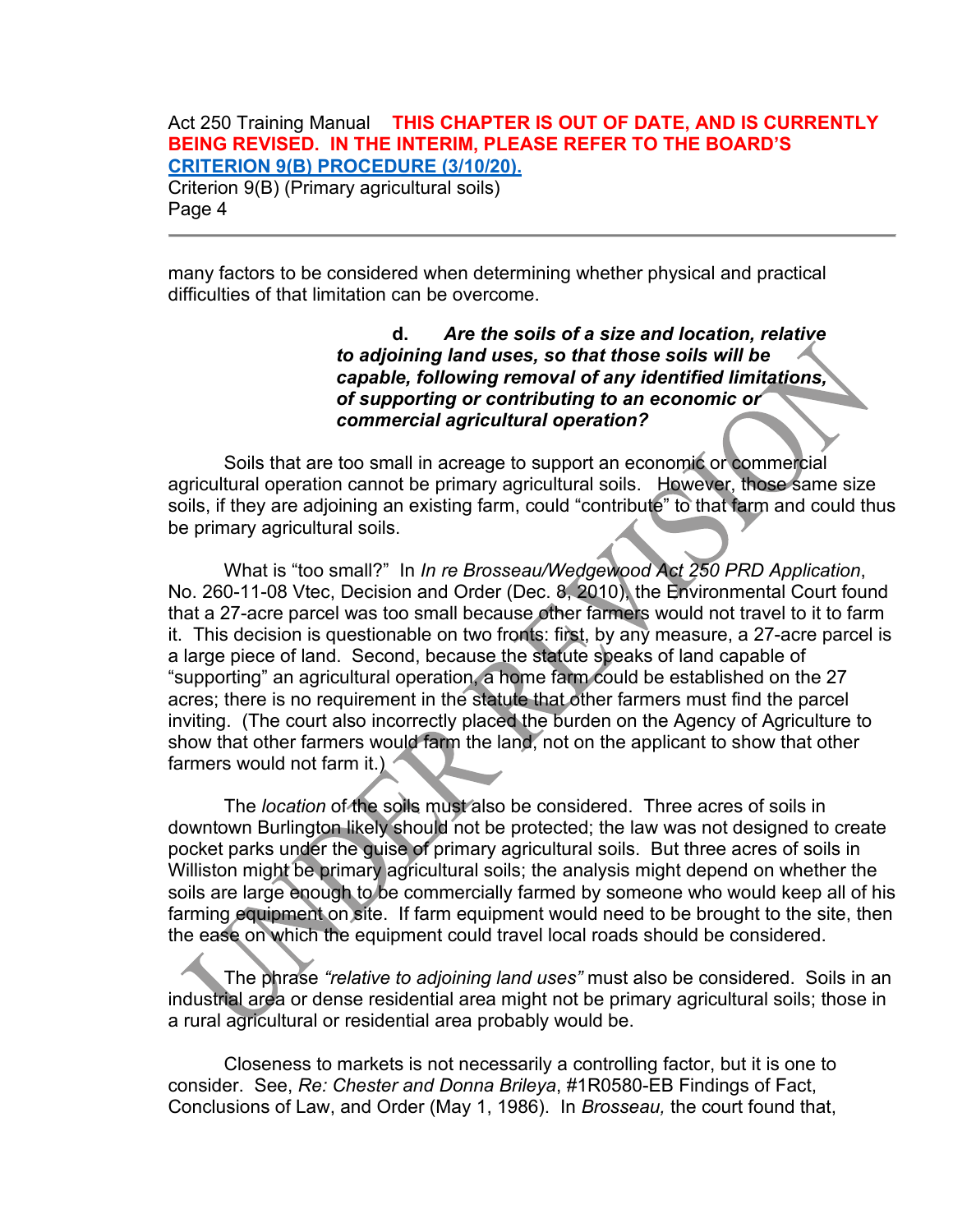many factors to be considered when determining whether physical and practical difficulties of that limitation can be overcome.

**d.** ***Are the soils of a size and location, relative to adjoining land uses, so that those soils will be capable, following removal of any identified limitations, of supporting or contributing to an economic or commercial agricultural operation?***

Soils that are too small in acreage to support an economic or commercial agricultural operation cannot be primary agricultural soils. However, those same size soils, if they are adjoining an existing farm, could "contribute" to that farm and could thus be primary agricultural soils.

What is "too small?" In *In re Brosseau/Wedgewood Act 250 PRD Application*, No. 260-11-08 Vtec, Decision and Order (Dec. 8, 2010), the Environmental Court found that a 27-acre parcel was too small because other farmers would not travel to it to farm it. This decision is questionable on two fronts: first, by any measure, a 27-acre parcel is a large piece of land. Second, because the statute speaks of land capable of "supporting" an agricultural operation, a home farm could be established on the 27 acres; there is no requirement in the statute that other farmers must find the parcel inviting. (The court also incorrectly placed the burden on the Agency of Agriculture to show that other farmers would farm the land, not on the applicant to show that other farmers would not farm it.)

The *location* of the soils must also be considered. Three acres of soils in downtown Burlington likely should not be protected; the law was not designed to create pocket parks under the guise of primary agricultural soils. But three acres of soils in Williston might be primary agricultural soils; the analysis might depend on whether the soils are large enough to be commercially farmed by someone who would keep all of his farming equipment on site. If farm equipment would need to be brought to the site, then the ease on which the equipment could travel local roads should be considered.

The phrase *"relative to adjoining land uses"* must also be considered. Soils in an industrial area or dense residential area might not be primary agricultural soils; those in a rural agricultural or residential area probably would be.

Closeness to markets is not necessarily a controlling factor, but it is one to consider. See, *Re: Chester and Donna Brileya*, #1R0580-EB Findings of Fact, Conclusions of Law, and Order (May 1, 1986). In *Brosseau,* the court found that,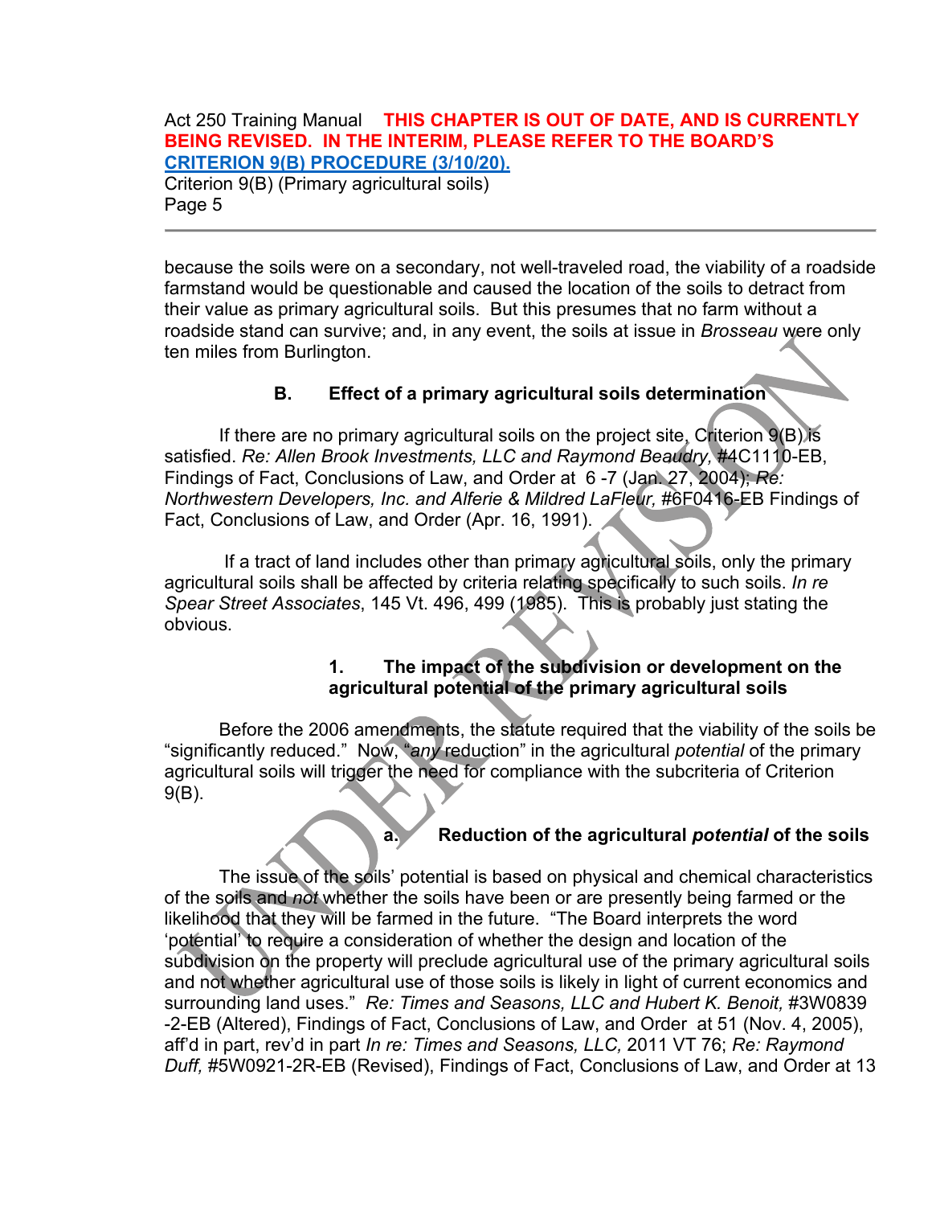because the soils were on a secondary, not well-traveled road, the viability of a roadside farmstand would be questionable and caused the location of the soils to detract from their value as primary agricultural soils. But this presumes that no farm without a roadside stand can survive; and, in any event, the soils at issue in *Brosseau* were only ten miles from Burlington.

### B. Effect of a primary agricultural soils determination

If there are no primary agricultural soils on the project site, Criterion 9(B) is satisfied. *Re: Allen Brook Investments, LLC and Raymond Beaudry,* #4C1110-EB, Findings of Fact, Conclusions of Law, and Order at 6 -7 (Jan. 27, 2004); *Re: Northwestern Developers, Inc. and Alferie & Mildred LaFleur,* #6F0416-EB Findings of Fact, Conclusions of Law, and Order (Apr. 16, 1991).

If a tract of land includes other than primary agricultural soils, only the primary agricultural soils shall be affected by criteria relating specifically to such soils. *In re Spear Street Associates*, 145 Vt. 496, 499 (1985). This is probably just stating the obvious.

#### 1. The impact of the subdivision or development on the agricultural potential of the primary agricultural soils

Before the 2006 amendments, the statute required that the viability of the soils be "significantly reduced." Now, "*any* reduction" in the agricultural *potential* of the primary agricultural soils will trigger the need for compliance with the subcriteria of Criterion 9(B).

##### a. Reduction of the agricultural *potential* of the soils

The issue of the soils' potential is based on physical and chemical characteristics of the soils and *not* whether the soils have been or are presently being farmed or the likelihood that they will be farmed in the future. "The Board interprets the word 'potential' to require a consideration of whether the design and location of the subdivision on the property will preclude agricultural use of the primary agricultural soils and not whether agricultural use of those soils is likely in light of current economics and surrounding land uses." *Re: Times and Seasons, LLC and Hubert K. Benoit,* #3W0839 -2-EB (Altered), Findings of Fact, Conclusions of Law, and Order at 51 (Nov. 4, 2005), aff'd in part, rev'd in part *In re: Times and Seasons, LLC,* 2011 VT 76; *Re: Raymond Duff,* #5W0921-2R-EB (Revised), Findings of Fact, Conclusions of Law, and Order at 13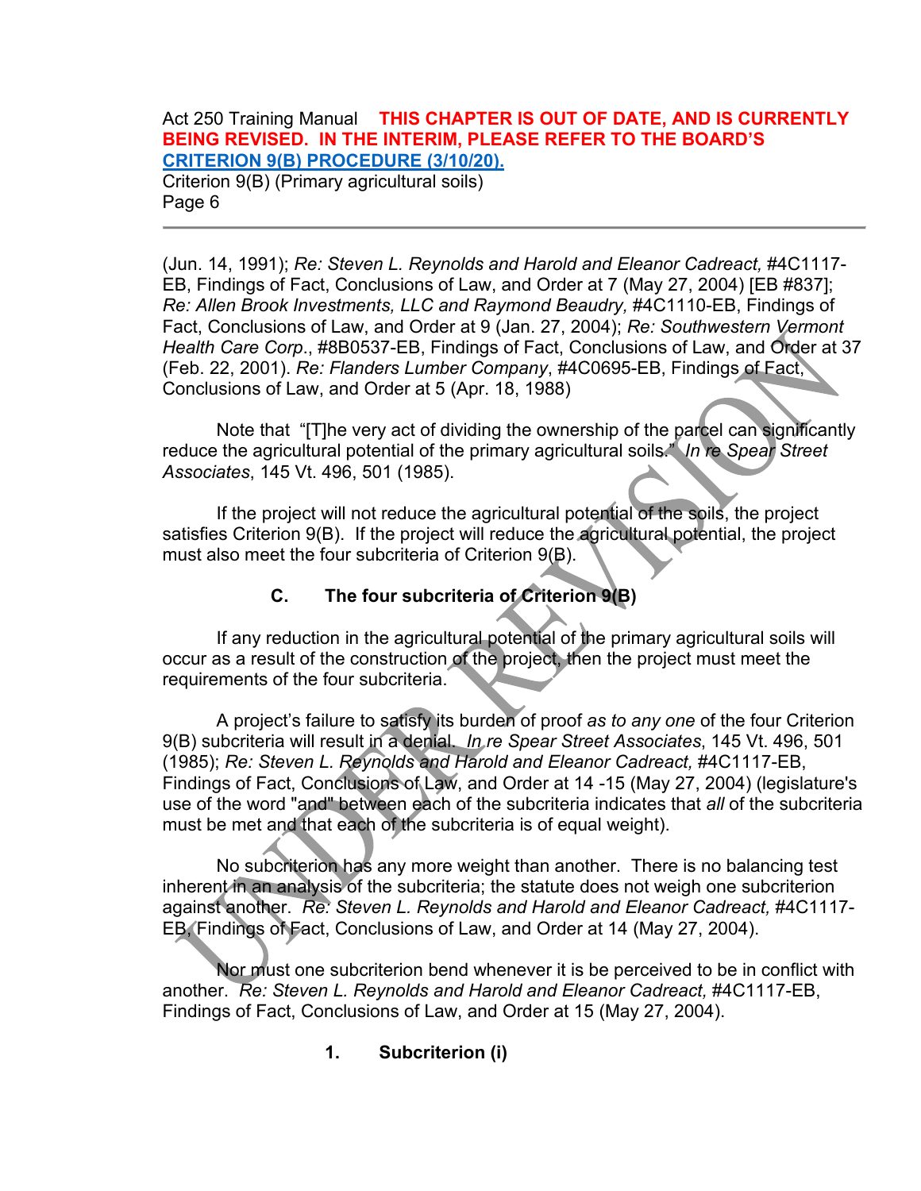(Jun. 14, 1991); *Re: Steven L. Reynolds and Harold and Eleanor Cadreact,* #4C1117-EB, Findings of Fact, Conclusions of Law, and Order at 7 (May 27, 2004) [EB #837]; *Re: Allen Brook Investments, LLC and Raymond Beaudry,* #4C1110-EB, Findings of Fact, Conclusions of Law, and Order at 9 (Jan. 27, 2004); *Re: Southwestern Vermont Health Care Corp*., #8B0537-EB, Findings of Fact, Conclusions of Law, and Order at 37 (Feb. 22, 2001). *Re: Flanders Lumber Company*, #4C0695-EB, Findings of Fact, Conclusions of Law, and Order at 5 (Apr. 18, 1988)

Note that "[T]he very act of dividing the ownership of the parcel can significantly reduce the agricultural potential of the primary agricultural soils." *In re Spear Street Associates*, 145 Vt. 496, 501 (1985).

If the project will not reduce the agricultural potential of the soils, the project satisfies Criterion 9(B). If the project will reduce the agricultural potential, the project must also meet the four subcriteria of Criterion 9(B).

### C. The four subcriteria of Criterion 9(B)

If any reduction in the agricultural potential of the primary agricultural soils will occur as a result of the construction of the project, then the project must meet the requirements of the four subcriteria.

A project's failure to satisfy its burden of proof *as to any one* of the four Criterion 9(B) subcriteria will result in a denial. *In re Spear Street Associates*, 145 Vt. 496, 501 (1985); *Re: Steven L. Reynolds and Harold and Eleanor Cadreact,* #4C1117-EB, Findings of Fact, Conclusions of Law, and Order at 14 -15 (May 27, 2004) (legislature's use of the word "and" between each of the subcriteria indicates that *all* of the subcriteria must be met and that each of the subcriteria is of equal weight).

No subcriterion has any more weight than another. There is no balancing test inherent in an analysis of the subcriteria; the statute does not weigh one subcriterion against another. *Re: Steven L. Reynolds and Harold and Eleanor Cadreact,* #4C1117-EB, Findings of Fact, Conclusions of Law, and Order at 14 (May 27, 2004).

Nor must one subcriterion bend whenever it is be perceived to be in conflict with another. *Re: Steven L. Reynolds and Harold and Eleanor Cadreact,* #4C1117-EB, Findings of Fact, Conclusions of Law, and Order at 15 (May 27, 2004).

#### 1. Subcriterion (i)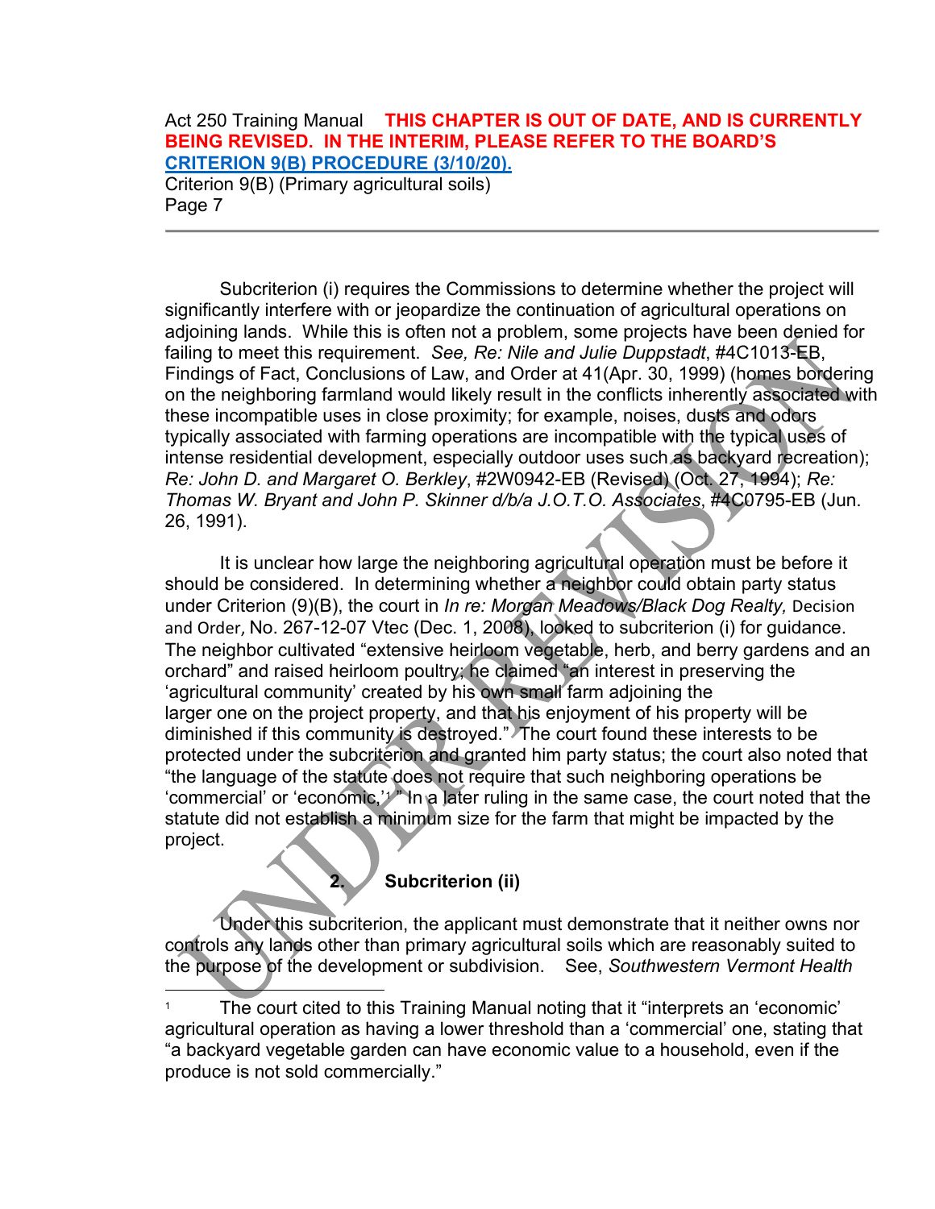Subcriterion (i) requires the Commissions to determine whether the project will significantly interfere with or jeopardize the continuation of agricultural operations on adjoining lands. While this is often not a problem, some projects have been denied for failing to meet this requirement. *See, Re: Nile and Julie Duppstadt*, #4C1013-EB, Findings of Fact, Conclusions of Law, and Order at 41(Apr. 30, 1999) (homes bordering on the neighboring farmland would likely result in the conflicts inherently associated with these incompatible uses in close proximity; for example, noises, dusts and odors typically associated with farming operations are incompatible with the typical uses of intense residential development, especially outdoor uses such as backyard recreation); *Re: John D. and Margaret O. Berkley*, #2W0942-EB (Revised) (Oct. 27, 1994); *Re: Thomas W. Bryant and John P. Skinner d/b/a J.O.T.O. Associates*, #4C0795-EB (Jun. 26, 1991).

It is unclear how large the neighboring agricultural operation must be before it should be considered. In determining whether a neighbor could obtain party status under Criterion (9)(B), the court in *In re: Morgan Meadows/Black Dog Realty,* Decision and Order, No. 267-12-07 Vtec (Dec. 1, 2008), looked to subcriterion (i) for guidance. The neighbor cultivated "extensive heirloom vegetable, herb, and berry gardens and an orchard" and raised heirloom poultry; he claimed "an interest in preserving the 'agricultural community' created by his own small farm adjoining the larger one on the project property, and that his enjoyment of his property will be diminished if this community is destroyed." The court found these interests to be protected under the subcriterion and granted him party status; the court also noted that "the language of the statute does not require that such neighboring operations be 'commercial' or 'economic,'[1]" In a later ruling in the same case, the court noted that the statute did not establish a minimum size for the farm that might be impacted by the project.

### 2. Subcriterion (ii)

Under this subcriterion, the applicant must demonstrate that it neither owns nor controls any lands other than primary agricultural soils which are reasonably suited to the purpose of the development or subdivision. See, *Southwestern Vermont Health*

---

[1] The court cited to this Training Manual noting that it "interprets an 'economic' agricultural operation as having a lower threshold than a 'commercial' one, stating that "a backyard vegetable garden can have economic value to a household, even if the produce is not sold commercially."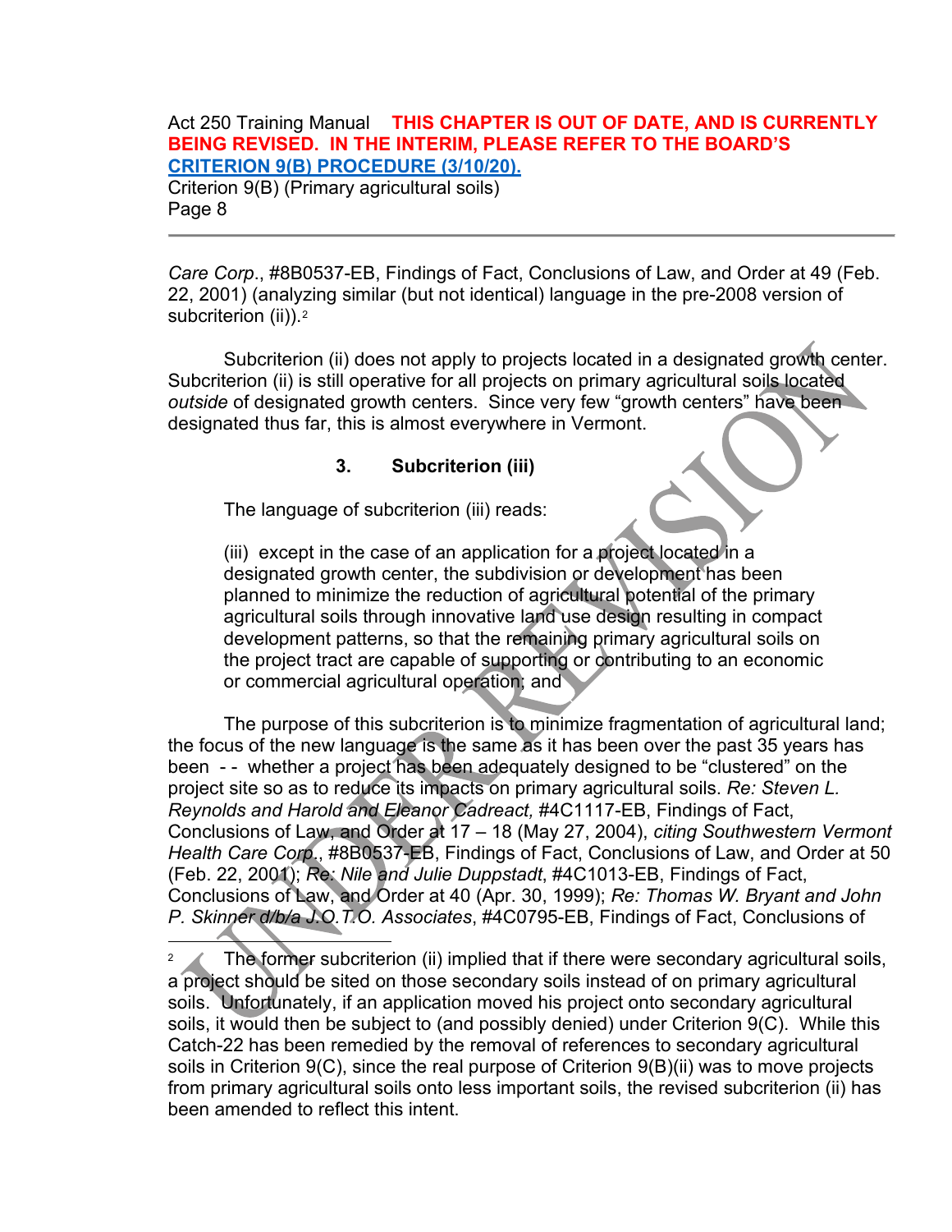*Care Corp*., #8B0537-EB, Findings of Fact, Conclusions of Law, and Order at 49 (Feb. 22, 2001) (analyzing similar (but not identical) language in the pre-2008 version of subcriterion (ii)).[2]

Subcriterion (ii) does not apply to projects located in a designated growth center. Subcriterion (ii) is still operative for all projects on primary agricultural soils located *outside* of designated growth centers. Since very few "growth centers" have been designated thus far, this is almost everywhere in Vermont.

### 3. Subcriterion (iii)

The language of subcriterion (iii) reads:

> (iii) except in the case of an application for a project located in a designated growth center, the subdivision or development has been planned to minimize the reduction of agricultural potential of the primary agricultural soils through innovative land use design resulting in compact development patterns, so that the remaining primary agricultural soils on the project tract are capable of supporting or contributing to an economic or commercial agricultural operation; and

The purpose of this subcriterion is to minimize fragmentation of agricultural land; the focus of the new language is the same as it has been over the past 35 years has been - - whether a project has been adequately designed to be "clustered" on the project site so as to reduce its impacts on primary agricultural soils. *Re: Steven L. Reynolds and Harold and Eleanor Cadreact,* #4C1117-EB, Findings of Fact, Conclusions of Law, and Order at 17 – 18 (May 27, 2004), *citing Southwestern Vermont Health Care Corp*., #8B0537-EB, Findings of Fact, Conclusions of Law, and Order at 50 (Feb. 22, 2001); *Re: Nile and Julie Duppstadt*, #4C1013-EB, Findings of Fact, Conclusions of Law, and Order at 40 (Apr. 30, 1999); *Re: Thomas W. Bryant and John P. Skinner d/b/a J.O.T.O. Associates*, #4C0795-EB, Findings of Fact, Conclusions of

---

[2] The former subcriterion (ii) implied that if there were secondary agricultural soils, a project should be sited on those secondary soils instead of on primary agricultural soils. Unfortunately, if an application moved his project onto secondary agricultural soils, it would then be subject to (and possibly denied) under Criterion 9(C). While this Catch-22 has been remedied by the removal of references to secondary agricultural soils in Criterion 9(C), since the real purpose of Criterion 9(B)(ii) was to move projects from primary agricultural soils onto less important soils, the revised subcriterion (ii) has been amended to reflect this intent.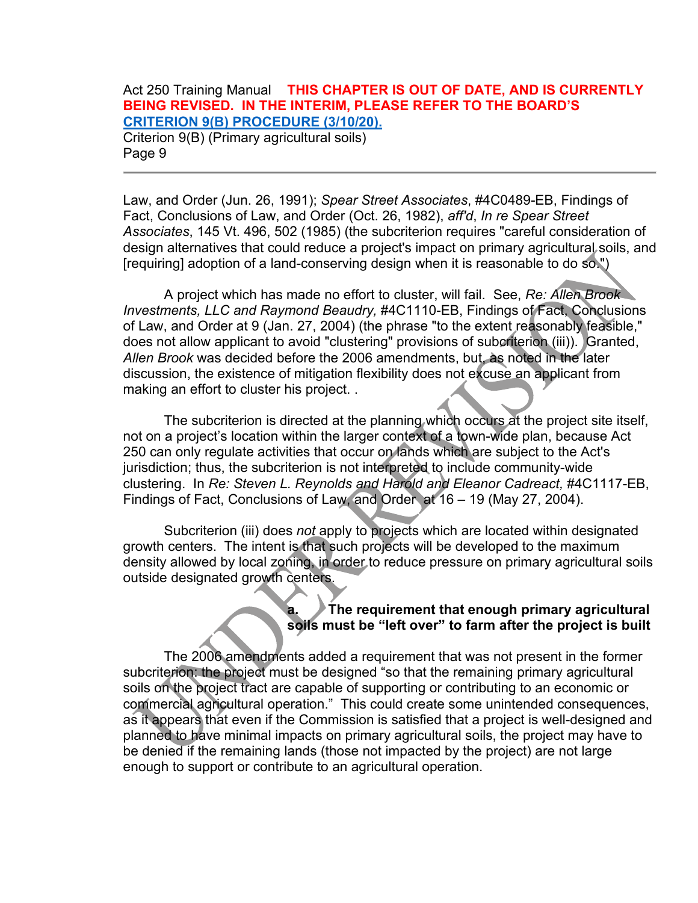Law, and Order (Jun. 26, 1991); *Spear Street Associates*, #4C0489-EB, Findings of Fact, Conclusions of Law, and Order (Oct. 26, 1982), *aff'd*, *In re Spear Street Associates*, 145 Vt. 496, 502 (1985) (the subcriterion requires "careful consideration of design alternatives that could reduce a project's impact on primary agricultural soils, and [requiring] adoption of a land-conserving design when it is reasonable to do so.")

A project which has made no effort to cluster, will fail. See, *Re: Allen Brook Investments, LLC and Raymond Beaudry,* #4C1110-EB, Findings of Fact, Conclusions of Law, and Order at 9 (Jan. 27, 2004) (the phrase "to the extent reasonably feasible," does not allow applicant to avoid "clustering" provisions of subcriterion (iii)). Granted, *Allen Brook* was decided before the 2006 amendments, but, as noted in the later discussion, the existence of mitigation flexibility does not excuse an applicant from making an effort to cluster his project. .

The subcriterion is directed at the planning which occurs at the project site itself, not on a project's location within the larger context of a town-wide plan, because Act 250 can only regulate activities that occur on lands which are subject to the Act's jurisdiction; thus, the subcriterion is not interpreted to include community-wide clustering. In *Re: Steven L. Reynolds and Harold and Eleanor Cadreact,* #4C1117-EB, Findings of Fact, Conclusions of Law, and Order at 16 – 19 (May 27, 2004).

Subcriterion (iii) does *not* apply to projects which are located within designated growth centers. The intent is that such projects will be developed to the maximum density allowed by local zoning, in order to reduce pressure on primary agricultural soils outside designated growth centers.

#### a. The requirement that enough primary agricultural soils must be "left over" to farm after the project is built

The 2006 amendments added a requirement that was not present in the former subcriterion: the project must be designed "so that the remaining primary agricultural soils on the project tract are capable of supporting or contributing to an economic or commercial agricultural operation." This could create some unintended consequences, as it appears that even if the Commission is satisfied that a project is well-designed and planned to have minimal impacts on primary agricultural soils, the project may have to be denied if the remaining lands (those not impacted by the project) are not large enough to support or contribute to an agricultural operation.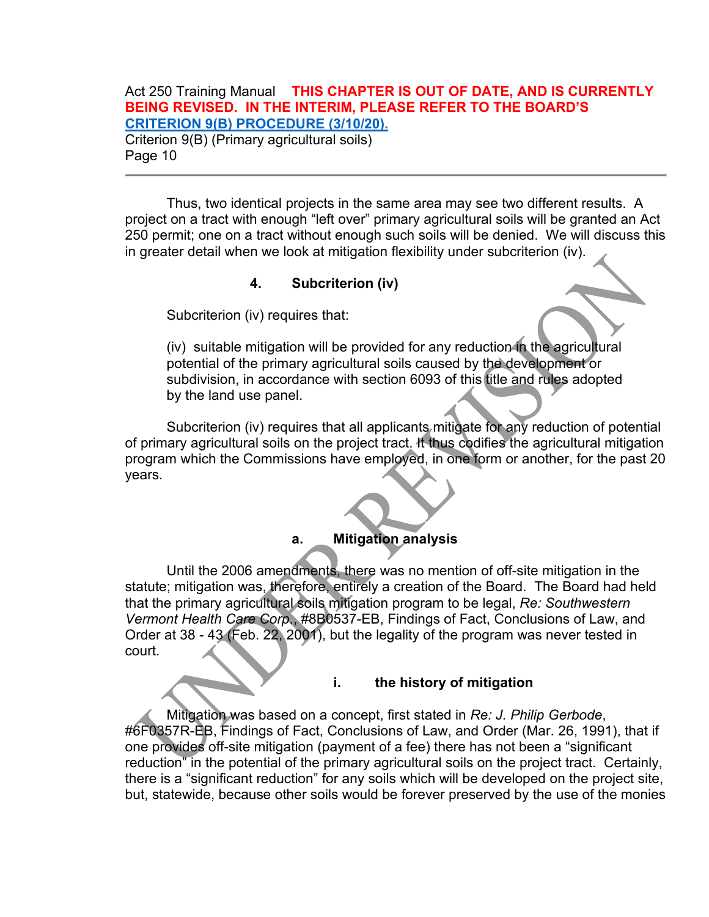Thus, two identical projects in the same area may see two different results. A project on a tract with enough "left over" primary agricultural soils will be granted an Act 250 permit; one on a tract without enough such soils will be denied. We will discuss this in greater detail when we look at mitigation flexibility under subcriterion (iv).

#### 4. Subcriterion (iv)

Subcriterion (iv) requires that:

> (iv) suitable mitigation will be provided for any reduction in the agricultural potential of the primary agricultural soils caused by the development or subdivision, in accordance with section 6093 of this title and rules adopted by the land use panel.

Subcriterion (iv) requires that all applicants mitigate for any reduction of potential of primary agricultural soils on the project tract. It thus codifies the agricultural mitigation program which the Commissions have employed, in one form or another, for the past 20 years.

##### a. Mitigation analysis

Until the 2006 amendments, there was no mention of off-site mitigation in the statute; mitigation was, therefore, entirely a creation of the Board. The Board had held that the primary agricultural soils mitigation program to be legal, *Re: Southwestern Vermont Health Care Corp.*, #8B0537-EB, Findings of Fact, Conclusions of Law, and Order at 38 - 43 (Feb. 22, 2001), but the legality of the program was never tested in court.

###### i. the history of mitigation

Mitigation was based on a concept, first stated in *Re: J. Philip Gerbode*, #6F0357R-EB, Findings of Fact, Conclusions of Law, and Order (Mar. 26, 1991), that if one provides off-site mitigation (payment of a fee) there has not been a "significant reduction" in the potential of the primary agricultural soils on the project tract. Certainly, there is a "significant reduction" for any soils which will be developed on the project site, but, statewide, because other soils would be forever preserved by the use of the monies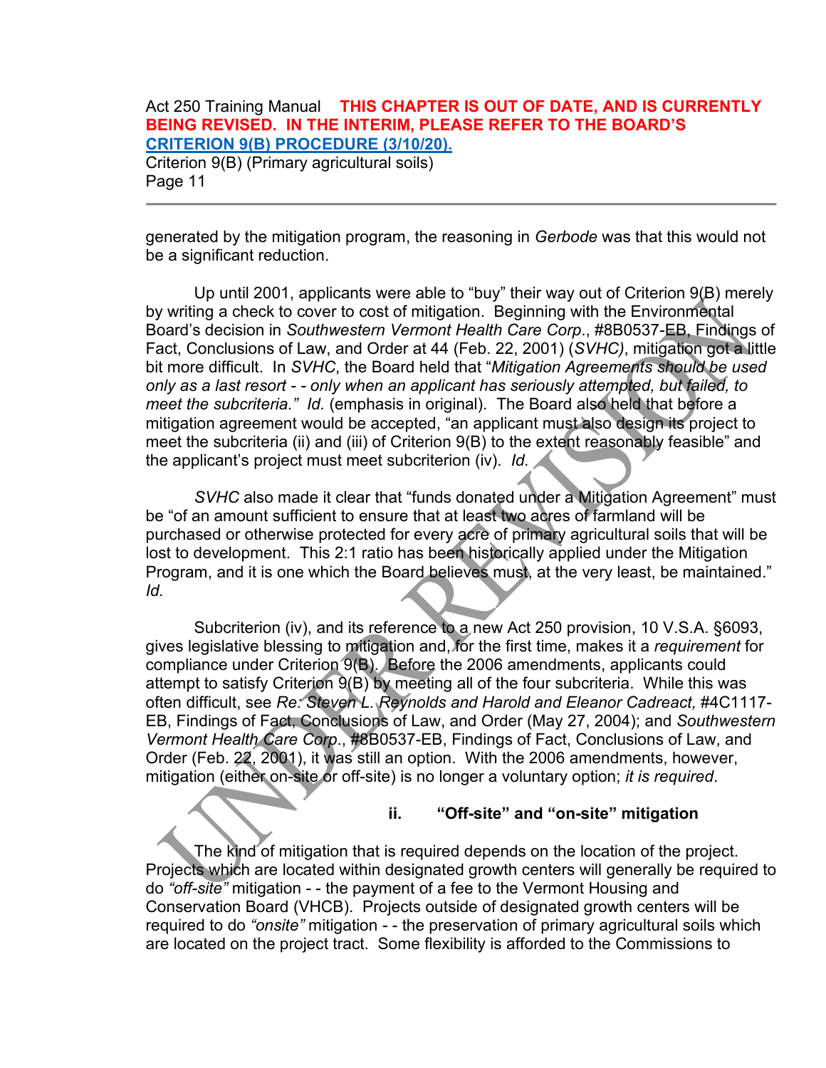generated by the mitigation program, the reasoning in *Gerbode* was that this would not be a significant reduction.

Up until 2001, applicants were able to "buy" their way out of Criterion 9(B) merely by writing a check to cover to cost of mitigation. Beginning with the Environmental Board's decision in *Southwestern Vermont Health Care Corp*., #8B0537-EB, Findings of Fact, Conclusions of Law, and Order at 44 (Feb. 22, 2001) (*SVHC)*, mitigation got a little bit more difficult. In *SVHC*, the Board held that "*Mitigation Agreements should be used only as a last resort - - only when an applicant has seriously attempted, but failed, to meet the subcriteria." Id.* (emphasis in original). The Board also held that before a mitigation agreement would be accepted, "an applicant must also design its project to meet the subcriteria (ii) and (iii) of Criterion 9(B) to the extent reasonably feasible" and the applicant's project must meet subcriterion (iv). *Id.*

*SVHC* also made it clear that "funds donated under a Mitigation Agreement" must be "of an amount sufficient to ensure that at least two acres of farmland will be purchased or otherwise protected for every acre of primary agricultural soils that will be lost to development. This 2:1 ratio has been historically applied under the Mitigation Program, and it is one which the Board believes must, at the very least, be maintained." *Id.*

Subcriterion (iv), and its reference to a new Act 250 provision, 10 V.S.A. §6093, gives legislative blessing to mitigation and, for the first time, makes it a *requirement* for compliance under Criterion 9(B). Before the 2006 amendments, applicants could attempt to satisfy Criterion 9(B) by meeting all of the four subcriteria. While this was often difficult, see *Re: Steven L. Reynolds and Harold and Eleanor Cadreact,* #4C1117-EB, Findings of Fact, Conclusions of Law, and Order (May 27, 2004); and *Southwestern Vermont Health Care Corp*., #8B0537-EB, Findings of Fact, Conclusions of Law, and Order (Feb. 22, 2001), it was still an option. With the 2006 amendments, however, mitigation (either on-site or off-site) is no longer a voluntary option; *it is required*.

#### ii. "Off-site" and "on-site" mitigation

The kind of mitigation that is required depends on the location of the project. Projects which are located within designated growth centers will generally be required to do *"off-site"* mitigation - - the payment of a fee to the Vermont Housing and Conservation Board (VHCB). Projects outside of designated growth centers will be required to do *"onsite"* mitigation - - the preservation of primary agricultural soils which are located on the project tract. Some flexibility is afforded to the Commissions to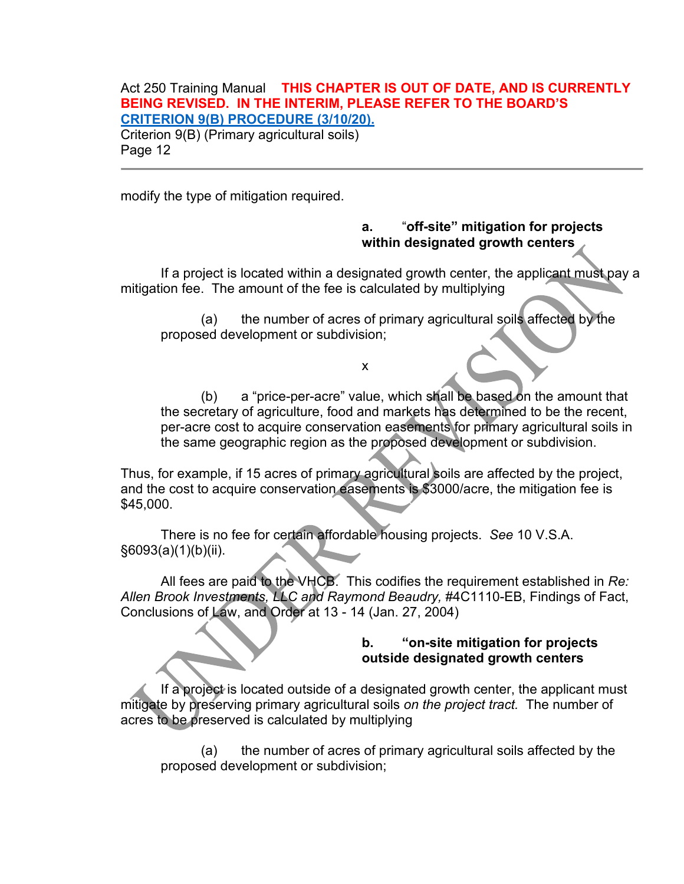modify the type of mitigation required.

**a. "off-site" mitigation for projects within designated growth centers**

If a project is located within a designated growth center, the applicant must pay a mitigation fee. The amount of the fee is calculated by multiplying

> (a) the number of acres of primary agricultural soils affected by the proposed development or subdivision;
>
> x
>
> (b) a "price-per-acre" value, which shall be based on the amount that the secretary of agriculture, food and markets has determined to be the recent, per-acre cost to acquire conservation easements for primary agricultural soils in the same geographic region as the proposed development or subdivision.

Thus, for example, if 15 acres of primary agricultural soils are affected by the project, and the cost to acquire conservation easements is $3000/acre, the mitigation fee is $45,000.

There is no fee for certain affordable housing projects. *See* 10 V.S.A. §6093(a)(1)(b)(ii).

All fees are paid to the VHCB. This codifies the requirement established in *Re: Allen Brook Investments, LLC and Raymond Beaudry,* #4C1110-EB, Findings of Fact, Conclusions of Law, and Order at 13 - 14 (Jan. 27, 2004)

**b. "on-site mitigation for projects outside designated growth centers**

If a project is located outside of a designated growth center, the applicant must mitigate by preserving primary agricultural soils *on the project tract.* The number of acres to be preserved is calculated by multiplying

> (a) the number of acres of primary agricultural soils affected by the proposed development or subdivision;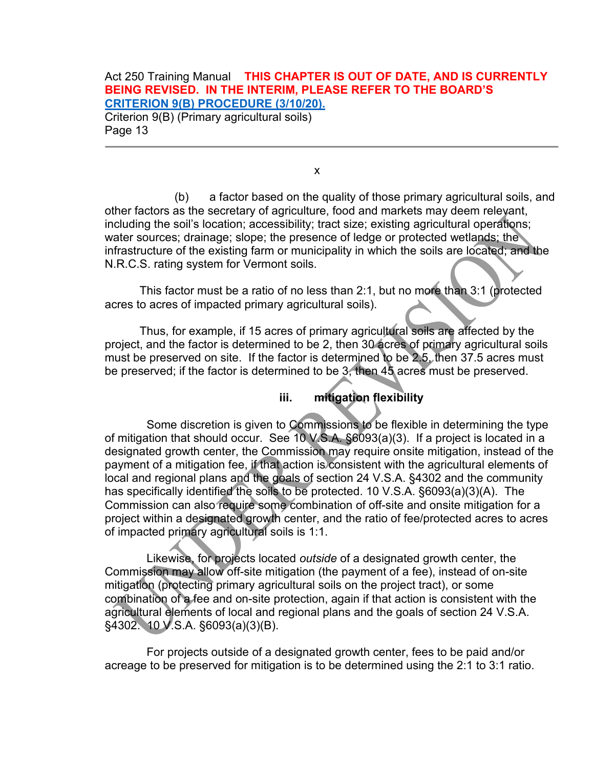x

(b) a factor based on the quality of those primary agricultural soils, and other factors as the secretary of agriculture, food and markets may deem relevant, including the soil's location; accessibility; tract size; existing agricultural operations; water sources; drainage; slope; the presence of ledge or protected wetlands; the infrastructure of the existing farm or municipality in which the soils are located; and the N.R.C.S. rating system for Vermont soils.

This factor must be a ratio of no less than 2:1, but no more than 3:1 (protected acres to acres of impacted primary agricultural soils).

Thus, for example, if 15 acres of primary agricultural soils are affected by the project, and the factor is determined to be 2, then 30 acres of primary agricultural soils must be preserved on site. If the factor is determined to be 2.5, then 37.5 acres must be preserved; if the factor is determined to be 3, then 45 acres must be preserved.

#### iii. mitigation flexibility

Some discretion is given to Commissions to be flexible in determining the type of mitigation that should occur. See 10 V.S.A. §6093(a)(3). If a project is located in a designated growth center, the Commission may require onsite mitigation, instead of the payment of a mitigation fee, if that action is consistent with the agricultural elements of local and regional plans and the goals of section 24 V.S.A. §4302 and the community has specifically identified the soils to be protected. 10 V.S.A. §6093(a)(3)(A). The Commission can also require some combination of off-site and onsite mitigation for a project within a designated growth center, and the ratio of fee/protected acres to acres of impacted primary agricultural soils is 1:1.

Likewise, for projects located *outside* of a designated growth center, the Commission may allow off-site mitigation (the payment of a fee), instead of on-site mitigation (protecting primary agricultural soils on the project tract), or some combination of a fee and on-site protection, again if that action is consistent with the agricultural elements of local and regional plans and the goals of section 24 V.S.A. §4302. 10 V.S.A. §6093(a)(3)(B).

For projects outside of a designated growth center, fees to be paid and/or acreage to be preserved for mitigation is to be determined using the 2:1 to 3:1 ratio.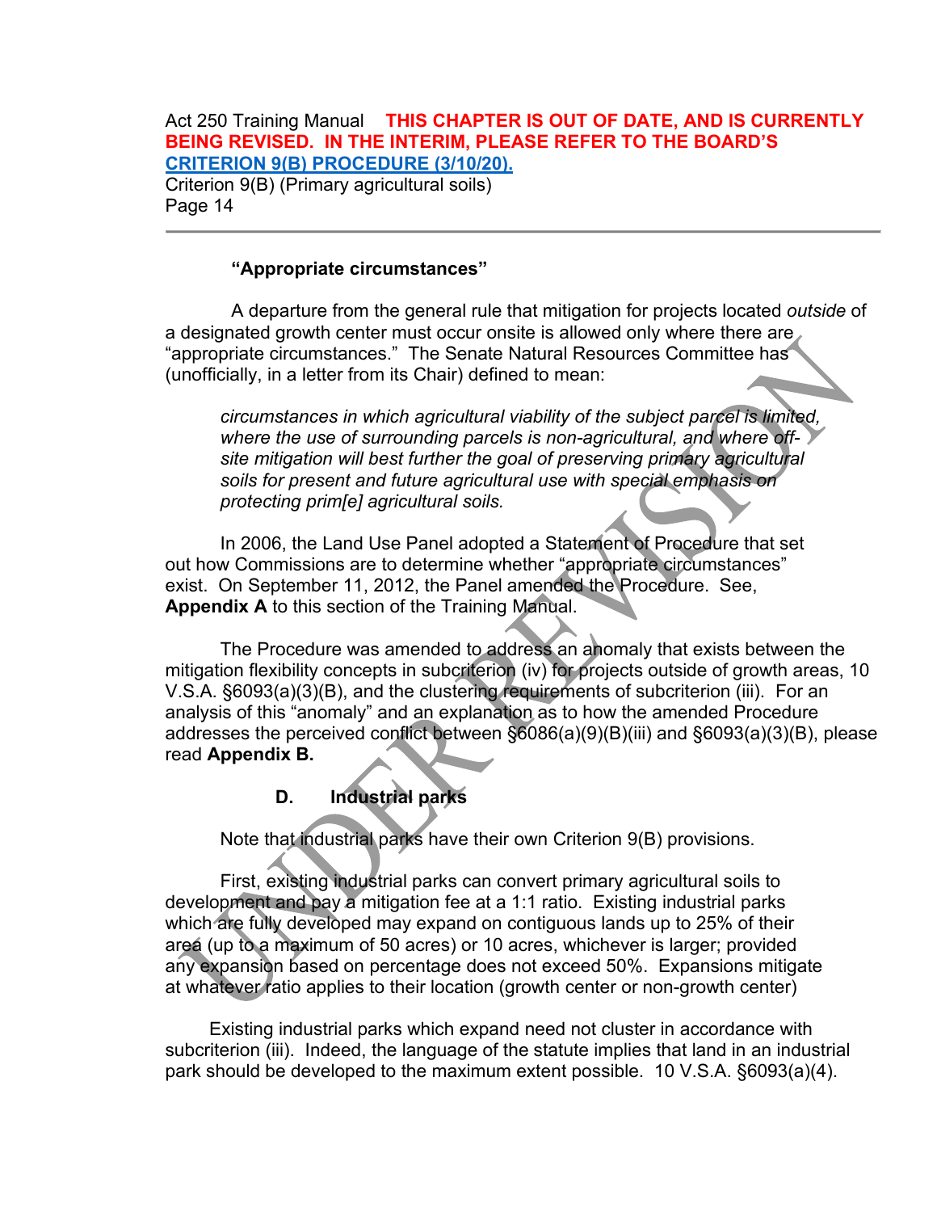**"Appropriate circumstances"**

A departure from the general rule that mitigation for projects located *outside* of a designated growth center must occur onsite is allowed only where there are "appropriate circumstances." The Senate Natural Resources Committee has (unofficially, in a letter from its Chair) defined to mean:

> *circumstances in which agricultural viability of the subject parcel is limited, where the use of surrounding parcels is non-agricultural, and where off-site mitigation will best further the goal of preserving primary agricultural soils for present and future agricultural use with special emphasis on protecting prim[e] agricultural soils.*

In 2006, the Land Use Panel adopted a Statement of Procedure that set out how Commissions are to determine whether "appropriate circumstances" exist. On September 11, 2012, the Panel amended the Procedure. See, **Appendix A** to this section of the Training Manual.

The Procedure was amended to address an anomaly that exists between the mitigation flexibility concepts in subcriterion (iv) for projects outside of growth areas, 10 V.S.A. §6093(a)(3)(B), and the clustering requirements of subcriterion (iii). For an analysis of this "anomaly" and an explanation as to how the amended Procedure addresses the perceived conflict between §6086(a)(9)(B)(iii) and §6093(a)(3)(B), please read **Appendix B.**

### D. Industrial parks

Note that industrial parks have their own Criterion 9(B) provisions.

First, existing industrial parks can convert primary agricultural soils to development and pay a mitigation fee at a 1:1 ratio. Existing industrial parks which are fully developed may expand on contiguous lands up to 25% of their area (up to a maximum of 50 acres) or 10 acres, whichever is larger; provided any expansion based on percentage does not exceed 50%. Expansions mitigate at whatever ratio applies to their location (growth center or non-growth center)

Existing industrial parks which expand need not cluster in accordance with subcriterion (iii). Indeed, the language of the statute implies that land in an industrial park should be developed to the maximum extent possible. 10 V.S.A. §6093(a)(4).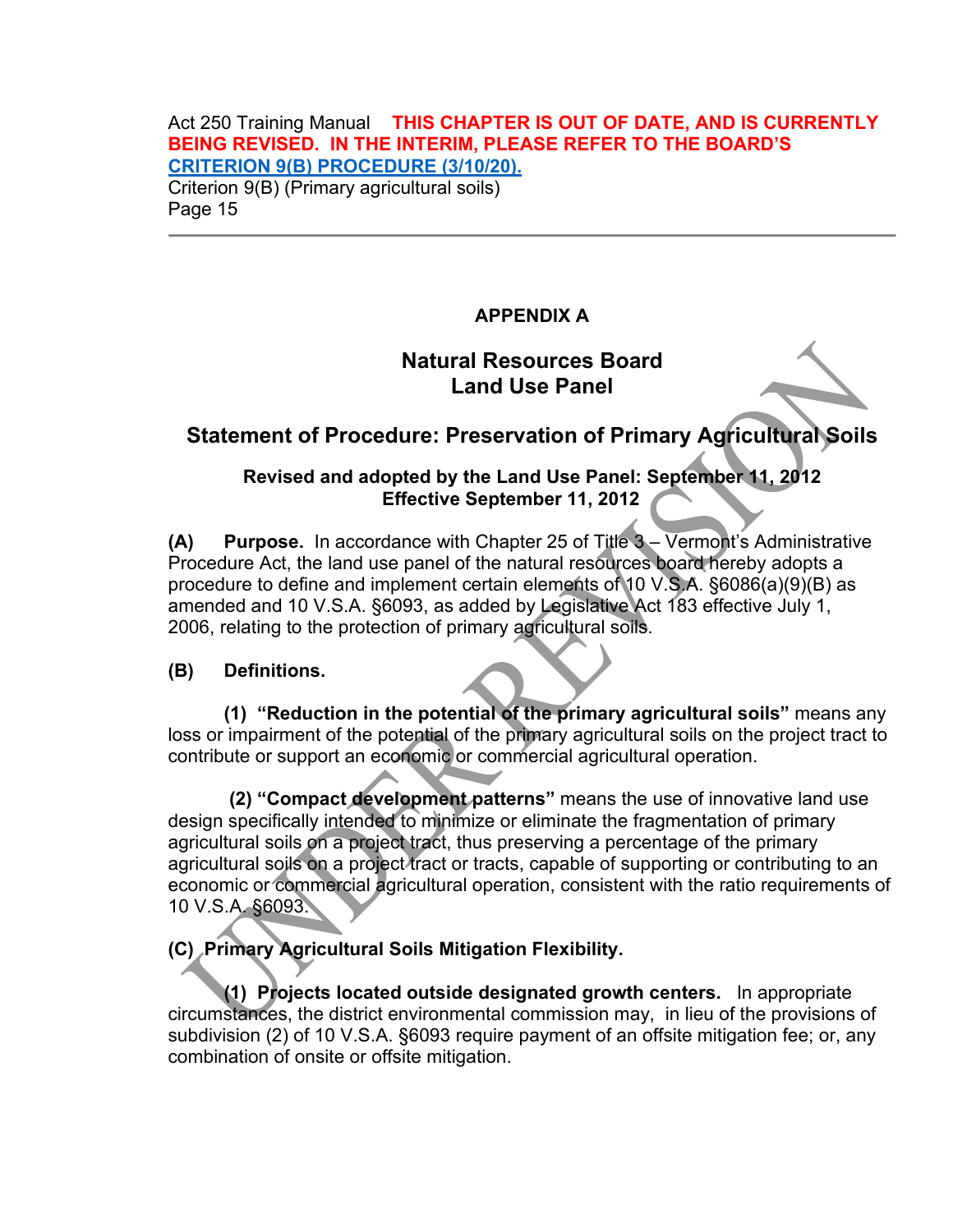**THIS CHAPTER IS OUT OF DATE, AND IS CURRENTLY BEING REVISED. IN THE INTERIM, PLEASE REFER TO THE BOARD'S CRITERION 9(B) PROCEDURE (3/10/20).**

# APPENDIX A

## Natural Resources Board
## Land Use Panel

## Statement of Procedure: Preservation of Primary Agricultural Soils

**Revised and adopted by the Land Use Panel: September 11, 2012**
**Effective September 11, 2012**

**(A) Purpose.** In accordance with Chapter 25 of Title 3 – Vermont's Administrative Procedure Act, the land use panel of the natural resources board hereby adopts a procedure to define and implement certain elements of 10 V.S.A. §6086(a)(9)(B) as amended and 10 V.S.A. §6093, as added by Legislative Act 183 effective July 1, 2006, relating to the protection of primary agricultural soils.

**(B) Definitions.**

**(1) "Reduction in the potential of the primary agricultural soils"** means any loss or impairment of the potential of the primary agricultural soils on the project tract to contribute or support an economic or commercial agricultural operation.

**(2) "Compact development patterns"** means the use of innovative land use design specifically intended to minimize or eliminate the fragmentation of primary agricultural soils on a project tract, thus preserving a percentage of the primary agricultural soils on a project tract or tracts, capable of supporting or contributing to an economic or commercial agricultural operation, consistent with the ratio requirements of 10 V.S.A. §6093.

**(C) Primary Agricultural Soils Mitigation Flexibility.**

**(1) Projects located outside designated growth centers.** In appropriate circumstances, the district environmental commission may, in lieu of the provisions of subdivision (2) of 10 V.S.A. §6093 require payment of an offsite mitigation fee; or, any combination of onsite or offsite mitigation.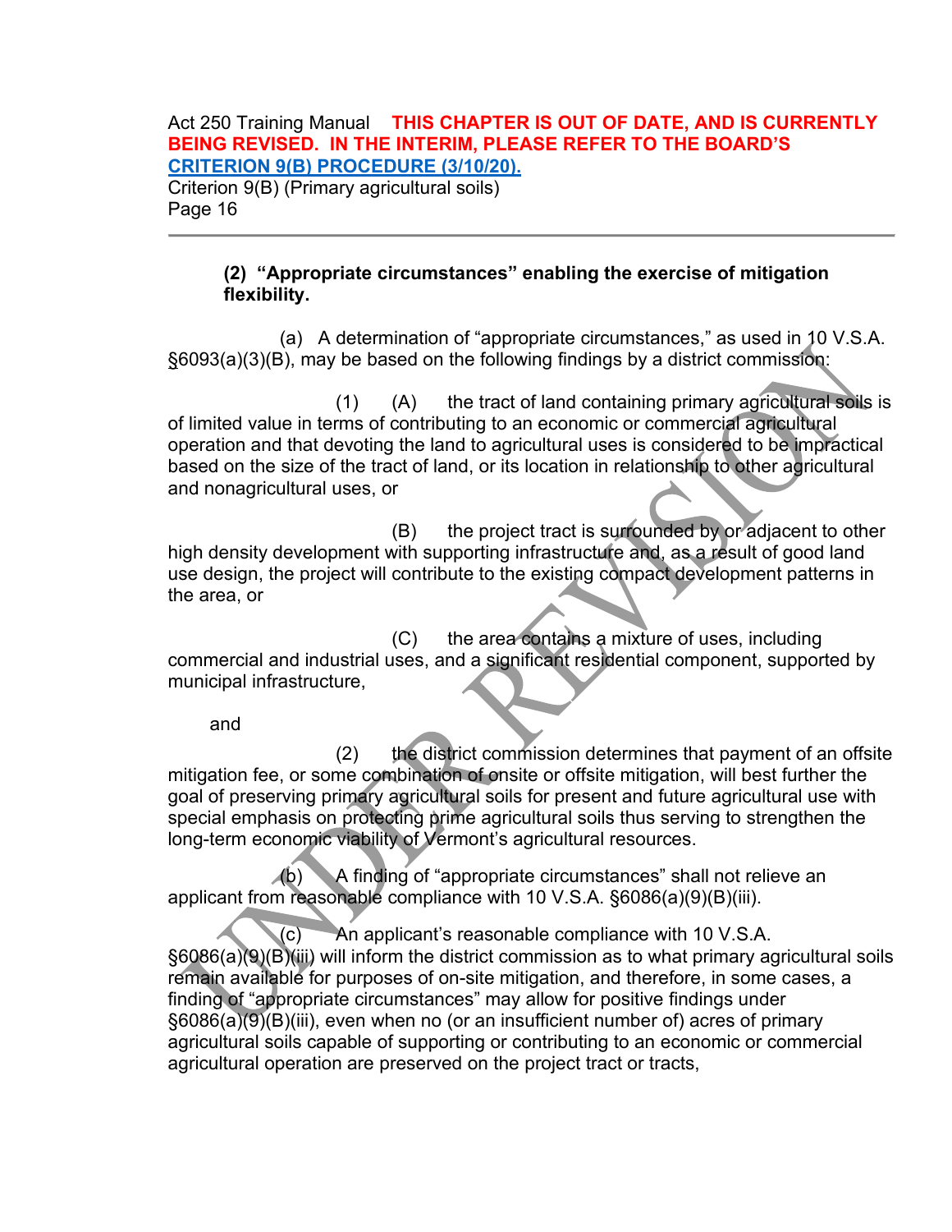**(2) "Appropriate circumstances" enabling the exercise of mitigation flexibility.**

(a) A determination of "appropriate circumstances," as used in 10 V.S.A. §6093(a)(3)(B), may be based on the following findings by a district commission:

(1) (A) the tract of land containing primary agricultural soils is of limited value in terms of contributing to an economic or commercial agricultural operation and that devoting the land to agricultural uses is considered to be impractical based on the size of the tract of land, or its location in relationship to other agricultural and nonagricultural uses, or

(B) the project tract is surrounded by or adjacent to other high density development with supporting infrastructure and, as a result of good land use design, the project will contribute to the existing compact development patterns in the area, or

(C) the area contains a mixture of uses, including commercial and industrial uses, and a significant residential component, supported by municipal infrastructure,

and

(2) the district commission determines that payment of an offsite mitigation fee, or some combination of onsite or offsite mitigation, will best further the goal of preserving primary agricultural soils for present and future agricultural use with special emphasis on protecting prime agricultural soils thus serving to strengthen the long-term economic viability of Vermont's agricultural resources.

(b) A finding of "appropriate circumstances" shall not relieve an applicant from reasonable compliance with 10 V.S.A. §6086(a)(9)(B)(iii).

(c) An applicant's reasonable compliance with 10 V.S.A. §6086(a)(9)(B)(iii) will inform the district commission as to what primary agricultural soils remain available for purposes of on-site mitigation, and therefore, in some cases, a finding of "appropriate circumstances" may allow for positive findings under §6086(a)(9)(B)(iii), even when no (or an insufficient number of) acres of primary agricultural soils capable of supporting or contributing to an economic or commercial agricultural operation are preserved on the project tract or tracts,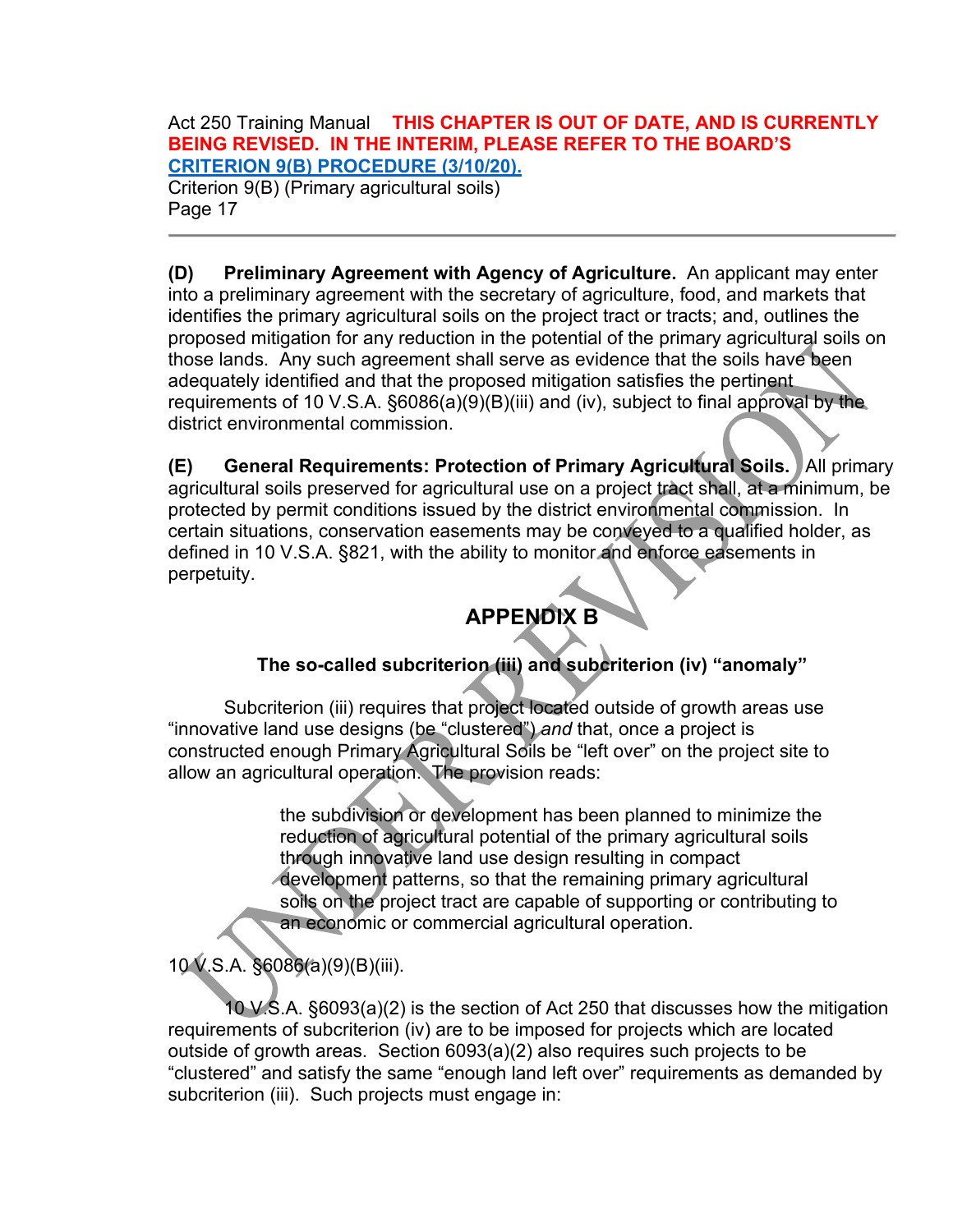**(D) Preliminary Agreement with Agency of Agriculture.** An applicant may enter into a preliminary agreement with the secretary of agriculture, food, and markets that identifies the primary agricultural soils on the project tract or tracts; and, outlines the proposed mitigation for any reduction in the potential of the primary agricultural soils on those lands. Any such agreement shall serve as evidence that the soils have been adequately identified and that the proposed mitigation satisfies the pertinent requirements of 10 V.S.A. §6086(a)(9)(B)(iii) and (iv), subject to final approval by the district environmental commission.

**(E) General Requirements: Protection of Primary Agricultural Soils.** All primary agricultural soils preserved for agricultural use on a project tract shall, at a minimum, be protected by permit conditions issued by the district environmental commission. In certain situations, conservation easements may be conveyed to a qualified holder, as defined in 10 V.S.A. §821, with the ability to monitor and enforce easements in perpetuity.

## APPENDIX B

### The so-called subcriterion (iii) and subcriterion (iv) "anomaly"

Subcriterion (iii) requires that project located outside of growth areas use "innovative land use designs (be "clustered") *and* that, once a project is constructed enough Primary Agricultural Soils be "left over" on the project site to allow an agricultural operation. The provision reads:

> the subdivision or development has been planned to minimize the reduction of agricultural potential of the primary agricultural soils through innovative land use design resulting in compact development patterns, so that the remaining primary agricultural soils on the project tract are capable of supporting or contributing to an economic or commercial agricultural operation.

10 V.S.A. §6086(a)(9)(B)(iii).

10 V.S.A. §6093(a)(2) is the section of Act 250 that discusses how the mitigation requirements of subcriterion (iv) are to be imposed for projects which are located outside of growth areas. Section 6093(a)(2) also requires such projects to be "clustered" and satisfy the same "enough land left over" requirements as demanded by subcriterion (iii). Such projects must engage in: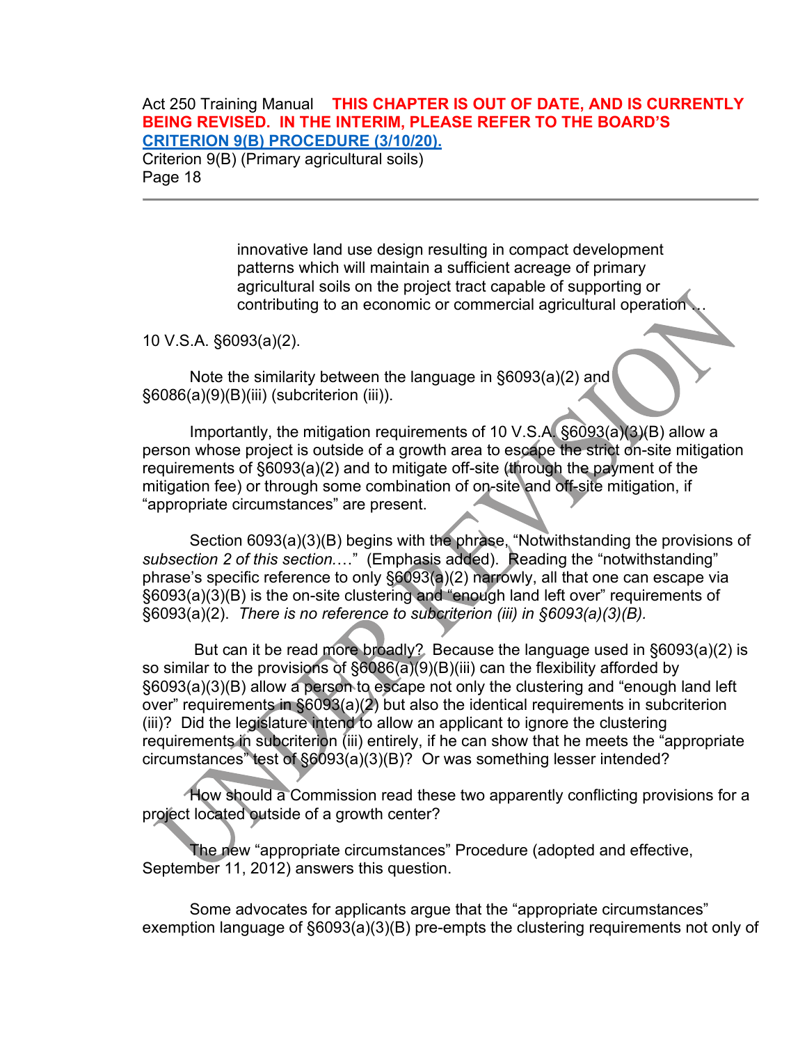innovative land use design resulting in compact development patterns which will maintain a sufficient acreage of primary agricultural soils on the project tract capable of supporting or contributing to an economic or commercial agricultural operation…

10 V.S.A. §6093(a)(2).

Note the similarity between the language in §6093(a)(2) and §6086(a)(9)(B)(iii) (subcriterion (iii)).

Importantly, the mitigation requirements of 10 V.S.A. §6093(a)(3)(B) allow a person whose project is outside of a growth area to escape the strict on-site mitigation requirements of §6093(a)(2) and to mitigate off-site (through the payment of the mitigation fee) or through some combination of on-site and off-site mitigation, if "appropriate circumstances" are present.

Section 6093(a)(3)(B) begins with the phrase, "Notwithstanding the provisions of *subsection 2 of this section.*…" (Emphasis added). Reading the "notwithstanding" phrase's specific reference to only §6093(a)(2) narrowly, all that one can escape via §6093(a)(3)(B) is the on-site clustering and "enough land left over" requirements of §6093(a)(2). *There is no reference to subcriterion (iii) in §6093(a)(3)(B).*

But can it be read more broadly? Because the language used in §6093(a)(2) is so similar to the provisions of §6086(a)(9)(B)(iii) can the flexibility afforded by §6093(a)(3)(B) allow a person to escape not only the clustering and "enough land left over" requirements in §6093(a)(2) but also the identical requirements in subcriterion (iii)? Did the legislature intend to allow an applicant to ignore the clustering requirements in subcriterion (iii) entirely, if he can show that he meets the "appropriate circumstances" test of §6093(a)(3)(B)? Or was something lesser intended?

How should a Commission read these two apparently conflicting provisions for a project located outside of a growth center?

The new "appropriate circumstances" Procedure (adopted and effective, September 11, 2012) answers this question.

Some advocates for applicants argue that the "appropriate circumstances" exemption language of §6093(a)(3)(B) pre-empts the clustering requirements not only of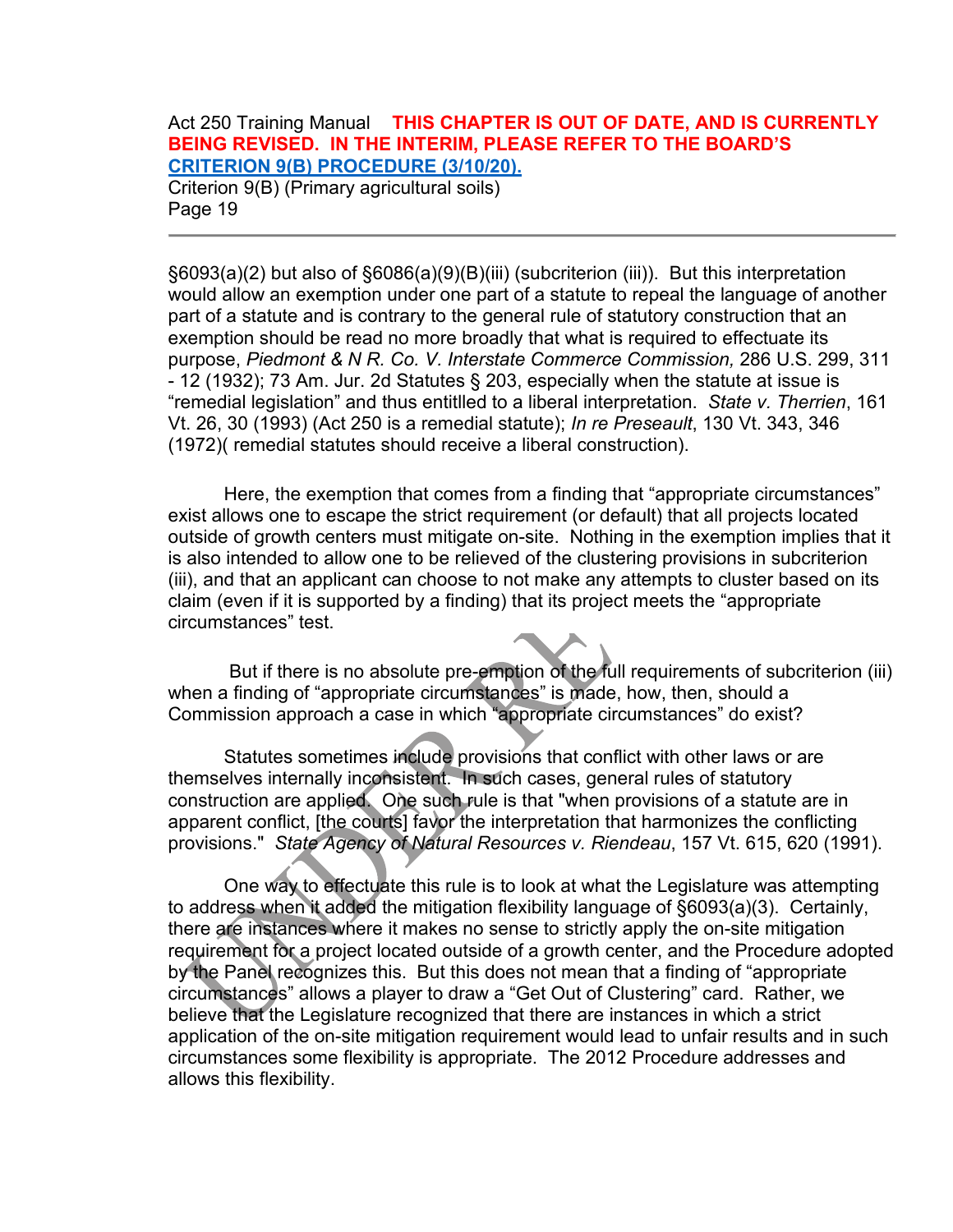§6093(a)(2) but also of §6086(a)(9)(B)(iii) (subcriterion (iii)). But this interpretation would allow an exemption under one part of a statute to repeal the language of another part of a statute and is contrary to the general rule of statutory construction that an exemption should be read no more broadly that what is required to effectuate its purpose, *Piedmont & N R. Co. V. Interstate Commerce Commission,* 286 U.S. 299, 311 - 12 (1932); 73 Am. Jur. 2d Statutes § 203, especially when the statute at issue is "remedial legislation" and thus entitlled to a liberal interpretation. *State v. Therrien*, 161 Vt. 26, 30 (1993) (Act 250 is a remedial statute); *In re Preseault*, 130 Vt. 343, 346 (1972)( remedial statutes should receive a liberal construction).

Here, the exemption that comes from a finding that "appropriate circumstances" exist allows one to escape the strict requirement (or default) that all projects located outside of growth centers must mitigate on-site. Nothing in the exemption implies that it is also intended to allow one to be relieved of the clustering provisions in subcriterion (iii), and that an applicant can choose to not make any attempts to cluster based on its claim (even if it is supported by a finding) that its project meets the "appropriate circumstances" test.

But if there is no absolute pre-emption of the full requirements of subcriterion (iii) when a finding of "appropriate circumstances" is made, how, then, should a Commission approach a case in which "appropriate circumstances" do exist?

Statutes sometimes include provisions that conflict with other laws or are themselves internally inconsistent. In such cases, general rules of statutory construction are applied. One such rule is that "when provisions of a statute are in apparent conflict, [the courts] favor the interpretation that harmonizes the conflicting provisions." *State Agency of Natural Resources v. Riendeau*, 157 Vt. 615, 620 (1991).

One way to effectuate this rule is to look at what the Legislature was attempting to address when it added the mitigation flexibility language of §6093(a)(3). Certainly, there are instances where it makes no sense to strictly apply the on-site mitigation requirement for a project located outside of a growth center, and the Procedure adopted by the Panel recognizes this. But this does not mean that a finding of "appropriate circumstances" allows a player to draw a "Get Out of Clustering" card. Rather, we believe that the Legislature recognized that there are instances in which a strict application of the on-site mitigation requirement would lead to unfair results and in such circumstances some flexibility is appropriate. The 2012 Procedure addresses and allows this flexibility.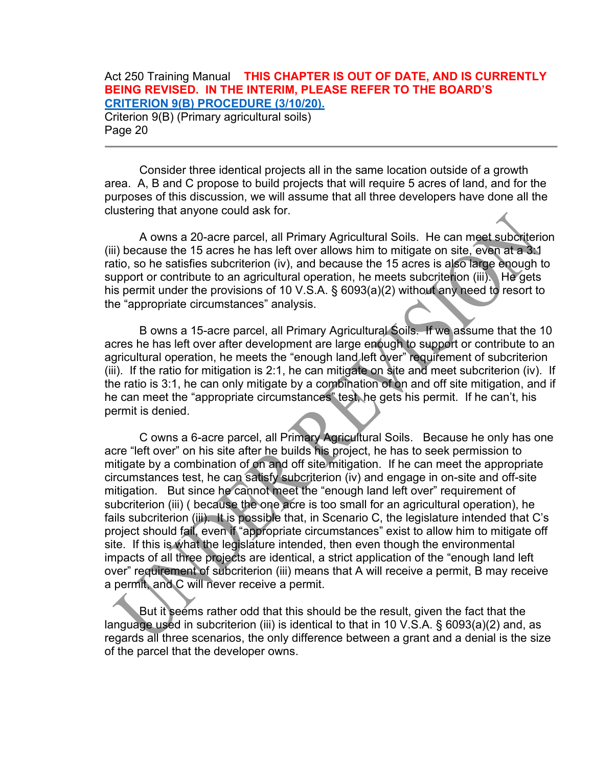Consider three identical projects all in the same location outside of a growth area. A, B and C propose to build projects that will require 5 acres of land, and for the purposes of this discussion, we will assume that all three developers have done all the clustering that anyone could ask for.

A owns a 20-acre parcel, all Primary Agricultural Soils. He can meet subcriterion (iii) because the 15 acres he has left over allows him to mitigate on site, even at a 3:1 ratio, so he satisfies subcriterion (iv), and because the 15 acres is also large enough to support or contribute to an agricultural operation, he meets subcriterion (iii). He gets his permit under the provisions of 10 V.S.A. § 6093(a)(2) without any need to resort to the "appropriate circumstances" analysis.

B owns a 15-acre parcel, all Primary Agricultural Soils. If we assume that the 10 acres he has left over after development are large enough to support or contribute to an agricultural operation, he meets the "enough land left over" requirement of subcriterion (iii). If the ratio for mitigation is 2:1, he can mitigate on site and meet subcriterion (iv). If the ratio is 3:1, he can only mitigate by a combination of on and off site mitigation, and if he can meet the "appropriate circumstances" test, he gets his permit. If he can't, his permit is denied.

C owns a 6-acre parcel, all Primary Agricultural Soils. Because he only has one acre "left over" on his site after he builds his project, he has to seek permission to mitigate by a combination of on and off site mitigation. If he can meet the appropriate circumstances test, he can satisfy subcriterion (iv) and engage in on-site and off-site mitigation. But since he cannot meet the "enough land left over" requirement of subcriterion (iii) ( because the one acre is too small for an agricultural operation), he fails subcriterion (iii). It is possible that, in Scenario C, the legislature intended that C's project should fail, even if "appropriate circumstances" exist to allow him to mitigate off site. If this is what the legislature intended, then even though the environmental impacts of all three projects are identical, a strict application of the "enough land left over" requirement of subcriterion (iii) means that A will receive a permit, B may receive a permit, and C will never receive a permit.

But it seems rather odd that this should be the result, given the fact that the language used in subcriterion (iii) is identical to that in 10 V.S.A. § 6093(a)(2) and, as regards all three scenarios, the only difference between a grant and a denial is the size of the parcel that the developer owns.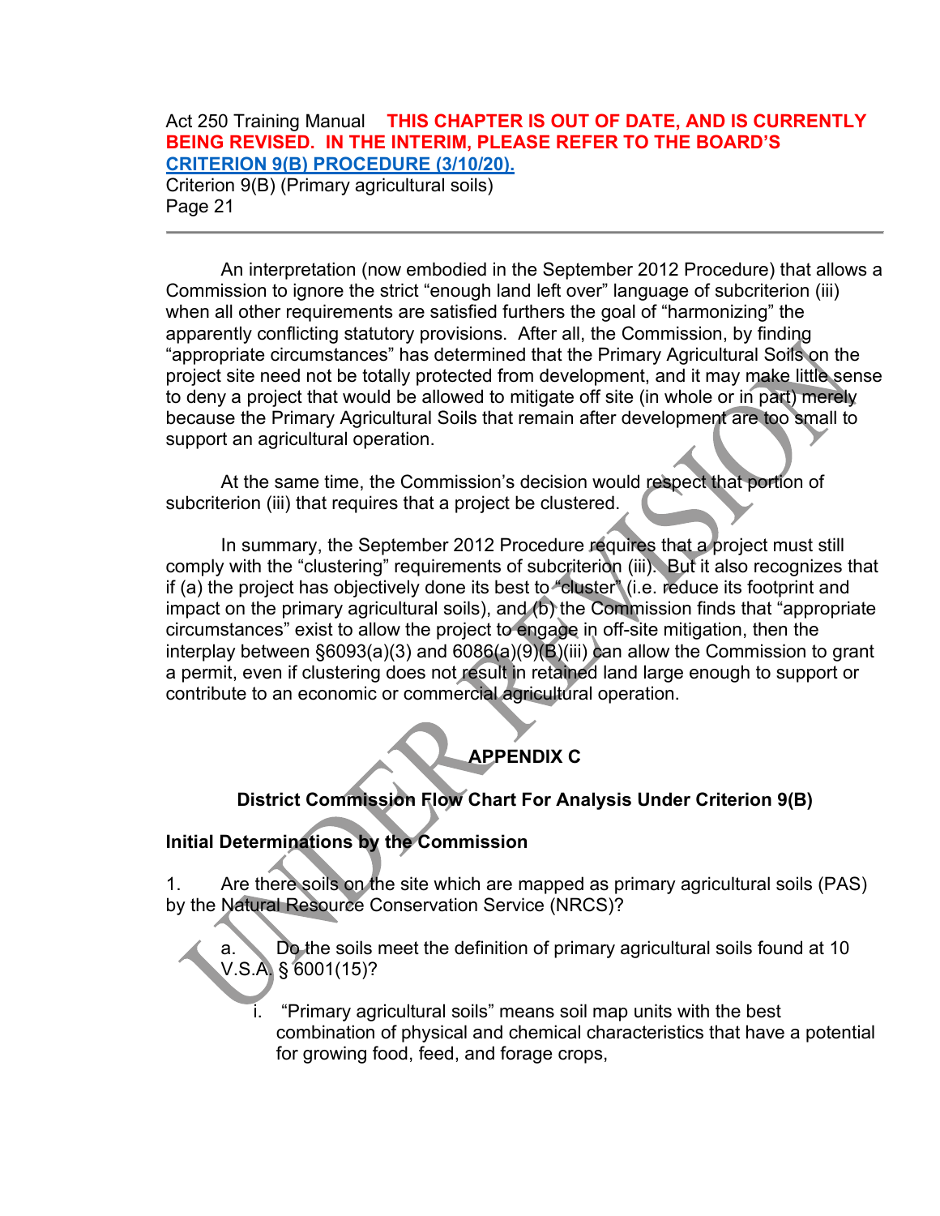An interpretation (now embodied in the September 2012 Procedure) that allows a Commission to ignore the strict "enough land left over" language of subcriterion (iii) when all other requirements are satisfied furthers the goal of "harmonizing" the apparently conflicting statutory provisions. After all, the Commission, by finding "appropriate circumstances" has determined that the Primary Agricultural Soils on the project site need not be totally protected from development, and it may make little sense to deny a project that would be allowed to mitigate off site (in whole or in part) merely because the Primary Agricultural Soils that remain after development are too small to support an agricultural operation.

At the same time, the Commission's decision would respect that portion of subcriterion (iii) that requires that a project be clustered.

In summary, the September 2012 Procedure requires that a project must still comply with the "clustering" requirements of subcriterion (iii). But it also recognizes that if (a) the project has objectively done its best to "cluster" (i.e. reduce its footprint and impact on the primary agricultural soils), and (b) the Commission finds that "appropriate circumstances" exist to allow the project to engage in off-site mitigation, then the interplay between §6093(a)(3) and 6086(a)(9)(B)(iii) can allow the Commission to grant a permit, even if clustering does not result in retained land large enough to support or contribute to an economic or commercial agricultural operation.

## APPENDIX C

### District Commission Flow Chart For Analysis Under Criterion 9(B)

**Initial Determinations by the Commission**

1. Are there soils on the site which are mapped as primary agricultural soils (PAS) by the Natural Resource Conservation Service (NRCS)?

   a. Do the soils meet the definition of primary agricultural soils found at 10 V.S.A. § 6001(15)?

      i. "Primary agricultural soils" means soil map units with the best combination of physical and chemical characteristics that have a potential for growing food, feed, and forage crops,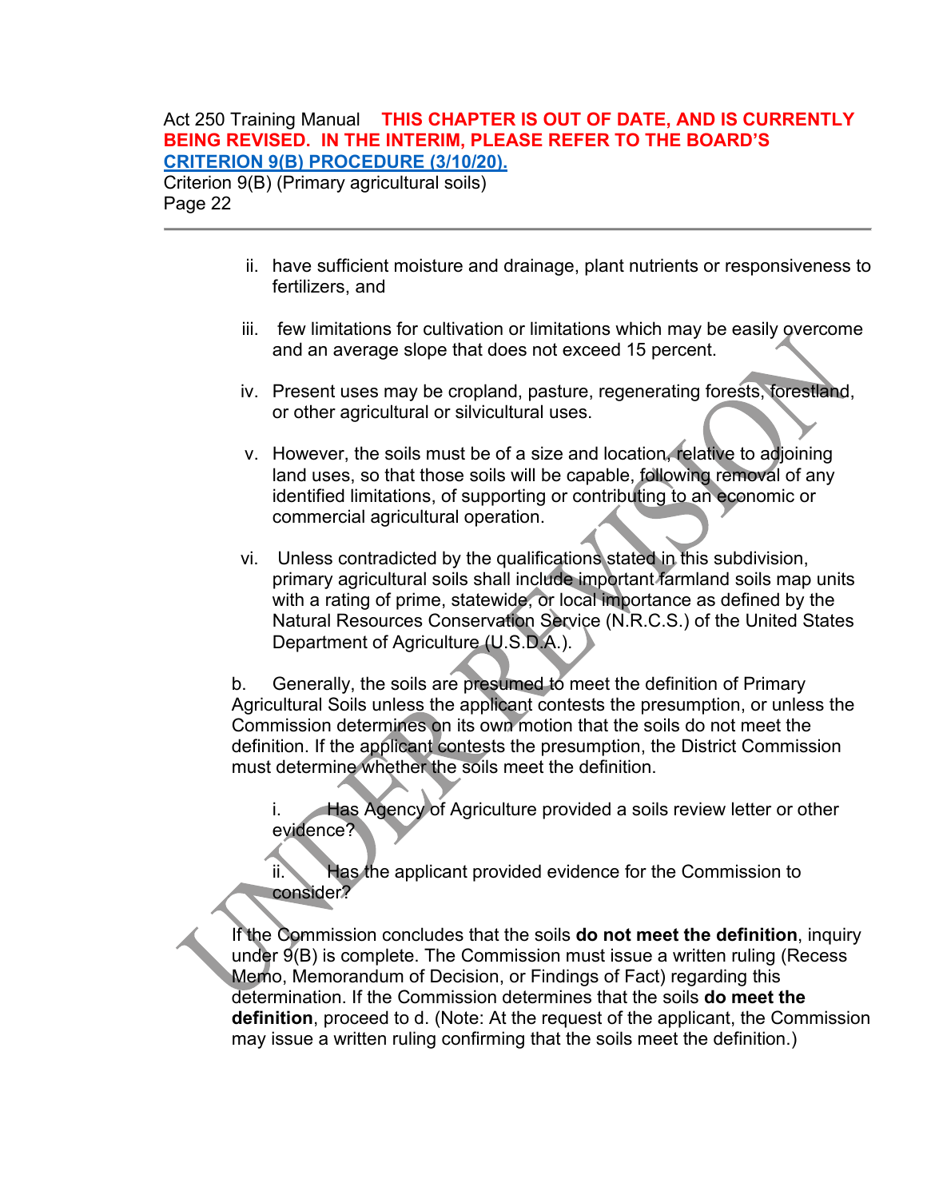ii. have sufficient moisture and drainage, plant nutrients or responsiveness to fertilizers, and

iii. few limitations for cultivation or limitations which may be easily overcome and an average slope that does not exceed 15 percent.

iv. Present uses may be cropland, pasture, regenerating forests, forestland, or other agricultural or silvicultural uses.

v. However, the soils must be of a size and location, relative to adjoining land uses, so that those soils will be capable, following removal of any identified limitations, of supporting or contributing to an economic or commercial agricultural operation.

vi. Unless contradicted by the qualifications stated in this subdivision, primary agricultural soils shall include important farmland soils map units with a rating of prime, statewide, or local importance as defined by the Natural Resources Conservation Service (N.R.C.S.) of the United States Department of Agriculture (U.S.D.A.).

b. Generally, the soils are presumed to meet the definition of Primary Agricultural Soils unless the applicant contests the presumption, or unless the Commission determines on its own motion that the soils do not meet the definition. If the applicant contests the presumption, the District Commission must determine whether the soils meet the definition.

i. Has Agency of Agriculture provided a soils review letter or other evidence?

ii. Has the applicant provided evidence for the Commission to consider?

If the Commission concludes that the soils **do not meet the definition**, inquiry under 9(B) is complete. The Commission must issue a written ruling (Recess Memo, Memorandum of Decision, or Findings of Fact) regarding this determination. If the Commission determines that the soils **do meet the definition**, proceed to d. (Note: At the request of the applicant, the Commission may issue a written ruling confirming that the soils meet the definition.)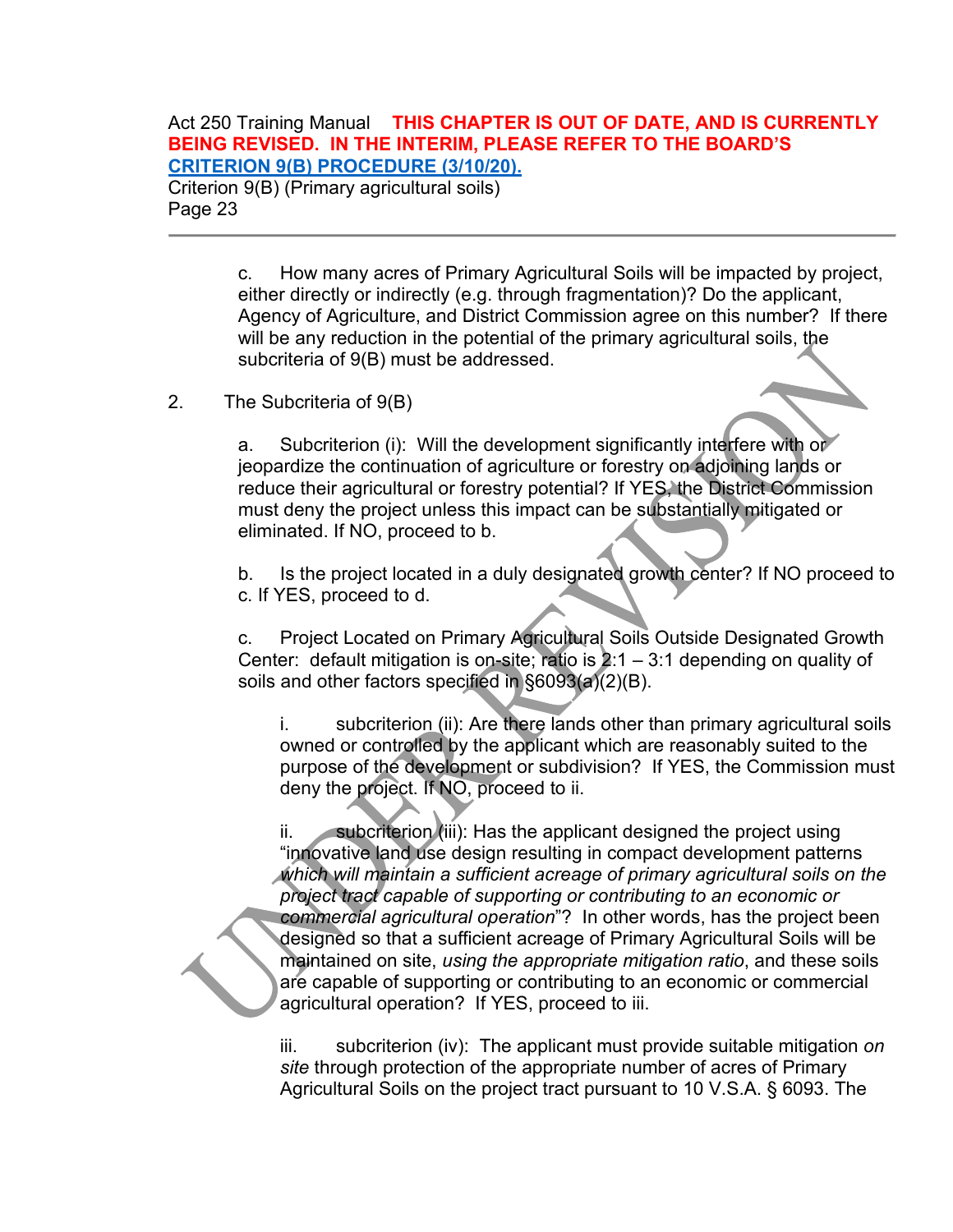c. How many acres of Primary Agricultural Soils will be impacted by project, either directly or indirectly (e.g. through fragmentation)? Do the applicant, Agency of Agriculture, and District Commission agree on this number? If there will be any reduction in the potential of the primary agricultural soils, the subcriteria of 9(B) must be addressed.

2. The Subcriteria of 9(B)

a. Subcriterion (i): Will the development significantly interfere with or jeopardize the continuation of agriculture or forestry on adjoining lands or reduce their agricultural or forestry potential? If YES, the District Commission must deny the project unless this impact can be substantially mitigated or eliminated. If NO, proceed to b.

b. Is the project located in a duly designated growth center? If NO proceed to c. If YES, proceed to d.

c. Project Located on Primary Agricultural Soils Outside Designated Growth Center: default mitigation is on-site; ratio is 2:1 – 3:1 depending on quality of soils and other factors specified in §6093(a)(2)(B).

i. subcriterion (ii): Are there lands other than primary agricultural soils owned or controlled by the applicant which are reasonably suited to the purpose of the development or subdivision? If YES, the Commission must deny the project. If NO, proceed to ii.

ii. subcriterion (iii): Has the applicant designed the project using "innovative land use design resulting in compact development patterns *which will maintain a sufficient acreage of primary agricultural soils on the project tract capable of supporting or contributing to an economic or commercial agricultural operation*"? In other words, has the project been designed so that a sufficient acreage of Primary Agricultural Soils will be maintained on site, *using the appropriate mitigation ratio*, and these soils are capable of supporting or contributing to an economic or commercial agricultural operation? If YES, proceed to iii.

iii. subcriterion (iv): The applicant must provide suitable mitigation *on site* through protection of the appropriate number of acres of Primary Agricultural Soils on the project tract pursuant to 10 V.S.A. § 6093. The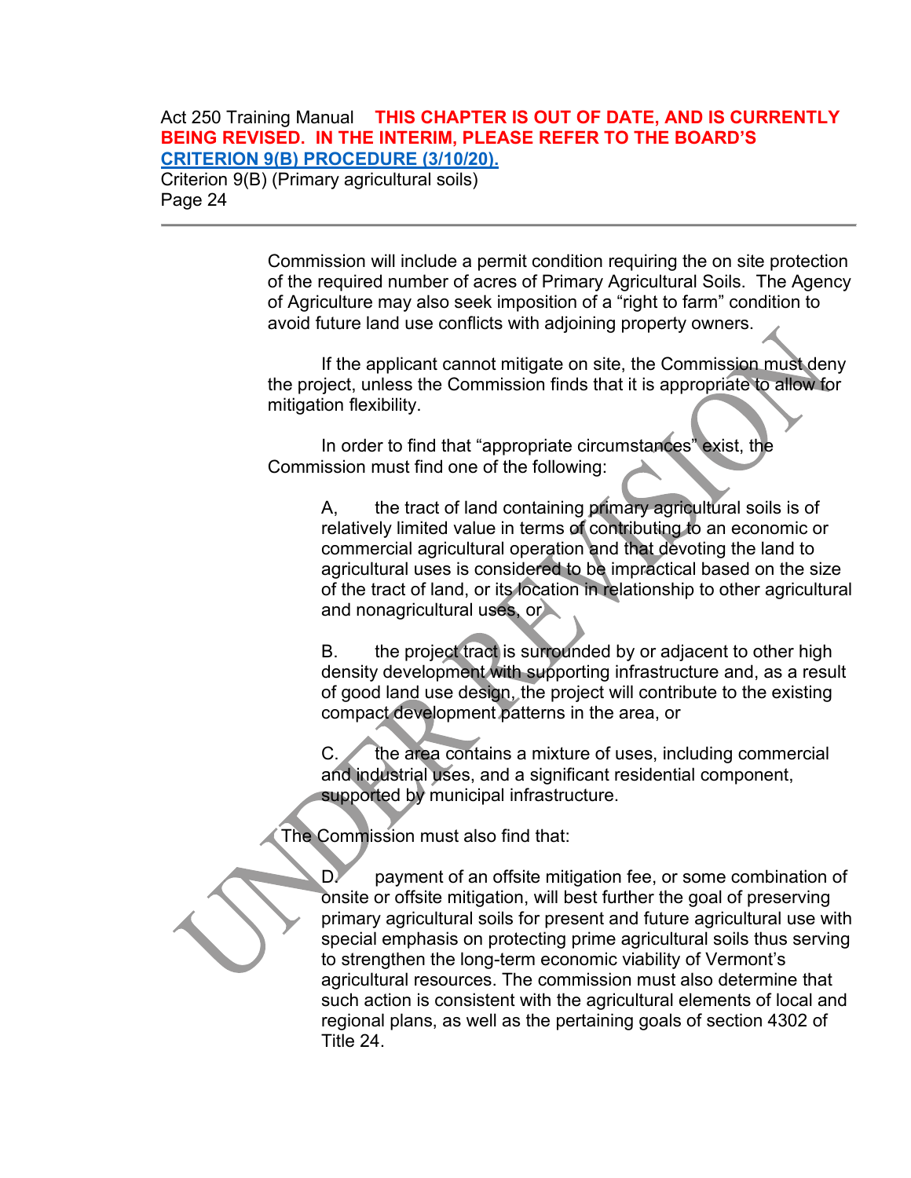Commission will include a permit condition requiring the on site protection of the required number of acres of Primary Agricultural Soils. The Agency of Agriculture may also seek imposition of a "right to farm" condition to avoid future land use conflicts with adjoining property owners.

If the applicant cannot mitigate on site, the Commission must deny the project, unless the Commission finds that it is appropriate to allow for mitigation flexibility.

In order to find that "appropriate circumstances" exist, the Commission must find one of the following:

A, the tract of land containing primary agricultural soils is of relatively limited value in terms of contributing to an economic or commercial agricultural operation and that devoting the land to agricultural uses is considered to be impractical based on the size of the tract of land, or its location in relationship to other agricultural and nonagricultural uses, or

B. the project tract is surrounded by or adjacent to other high density development with supporting infrastructure and, as a result of good land use design, the project will contribute to the existing compact development patterns in the area, or

C. the area contains a mixture of uses, including commercial and industrial uses, and a significant residential component, supported by municipal infrastructure.

The Commission must also find that:

D. payment of an offsite mitigation fee, or some combination of onsite or offsite mitigation, will best further the goal of preserving primary agricultural soils for present and future agricultural use with special emphasis on protecting prime agricultural soils thus serving to strengthen the long-term economic viability of Vermont's agricultural resources. The commission must also determine that such action is consistent with the agricultural elements of local and regional plans, as well as the pertaining goals of section 4302 of Title 24.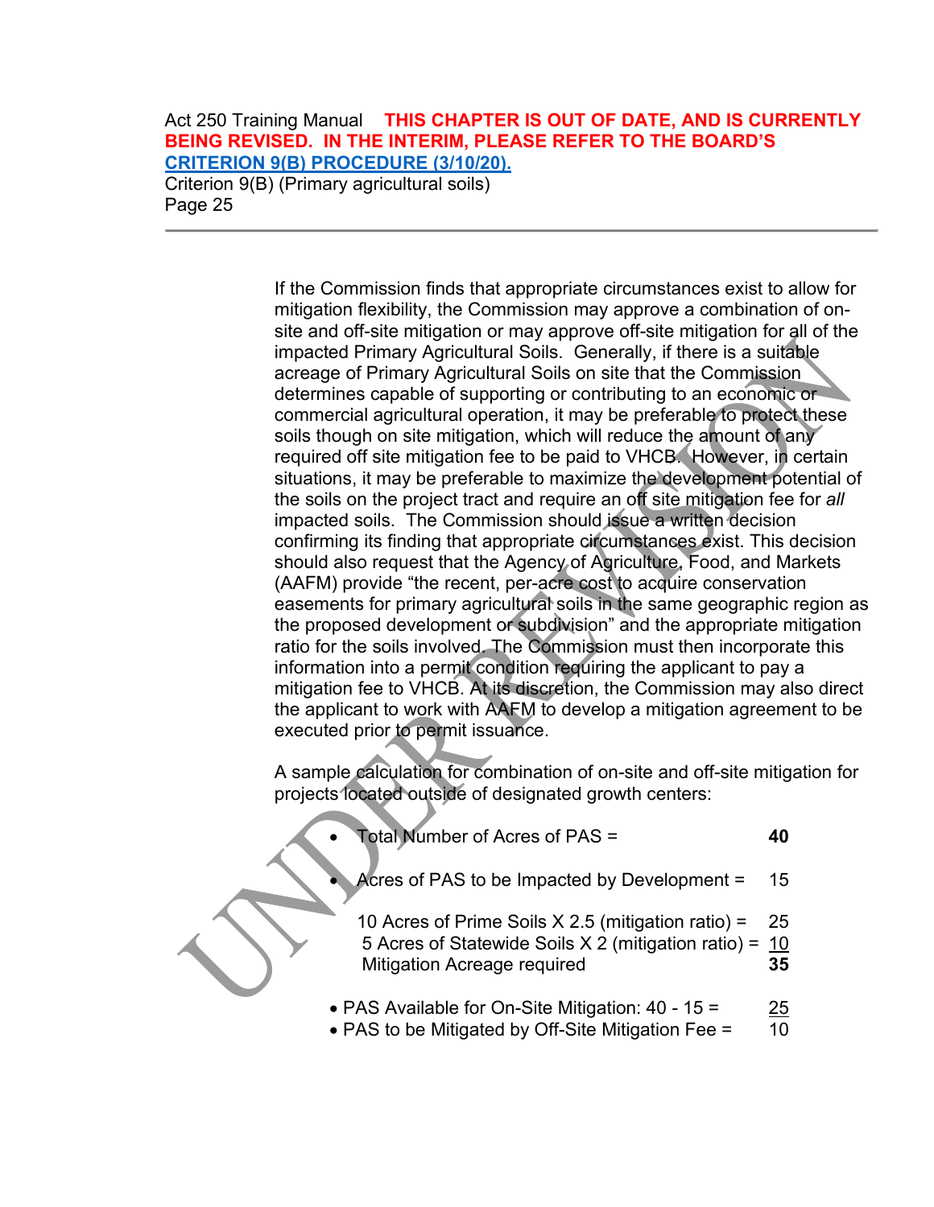If the Commission finds that appropriate circumstances exist to allow for mitigation flexibility, the Commission may approve a combination of on-site and off-site mitigation or may approve off-site mitigation for all of the impacted Primary Agricultural Soils. Generally, if there is a suitable acreage of Primary Agricultural Soils on site that the Commission determines capable of supporting or contributing to an economic or commercial agricultural operation, it may be preferable to protect these soils though on site mitigation, which will reduce the amount of any required off site mitigation fee to be paid to VHCB. However, in certain situations, it may be preferable to maximize the development potential of the soils on the project tract and require an off site mitigation fee for *all* impacted soils. The Commission should issue a written decision confirming its finding that appropriate circumstances exist. This decision should also request that the Agency of Agriculture, Food, and Markets (AAFM) provide "the recent, per-acre cost to acquire conservation easements for primary agricultural soils in the same geographic region as the proposed development or subdivision" and the appropriate mitigation ratio for the soils involved. The Commission must then incorporate this information into a permit condition requiring the applicant to pay a mitigation fee to VHCB. At its discretion, the Commission may also direct the applicant to work with AAFM to develop a mitigation agreement to be executed prior to permit issuance.

A sample calculation for combination of on-site and off-site mitigation for projects located outside of designated growth centers:

| | |
|---|---|
| • Total Number of Acres of PAS = | **40** |
| • Acres of PAS to be Impacted by Development = | 15 |
| 10 Acres of Prime Soils X 2.5 (mitigation ratio) = | 25 |
| 5 Acres of Statewide Soils X 2 (mitigation ratio) = | 10 |
| Mitigation Acreage required | **35** |
| • PAS Available for On-Site Mitigation: 40 - 15 = | 25 |
| • PAS to be Mitigated by Off-Site Mitigation Fee = | 10 |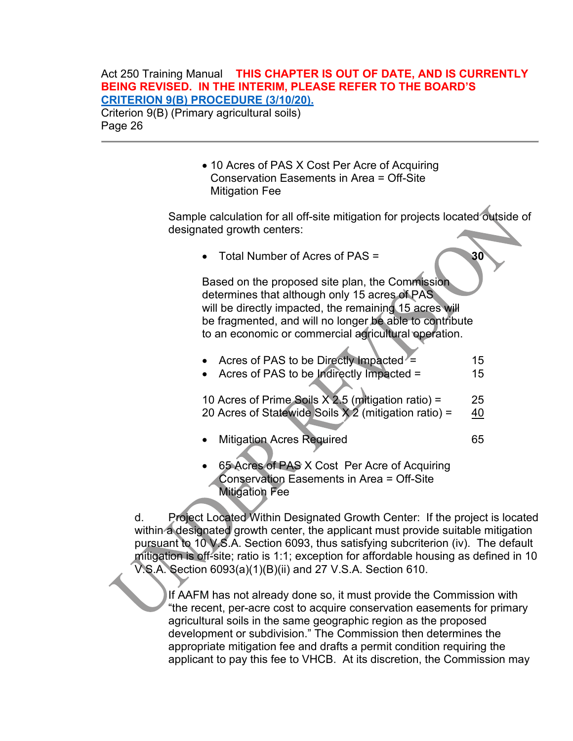- 10 Acres of PAS X Cost Per Acre of Acquiring Conservation Easements in Area = Off-Site Mitigation Fee

Sample calculation for all off-site mitigation for projects located outside of designated growth centers:

- Total Number of Acres of PAS = **30**

Based on the proposed site plan, the Commission determines that although only 15 acres of PAS will be directly impacted, the remaining 15 acres will be fragmented, and will no longer be able to contribute to an economic or commercial agricultural operation.

- Acres of PAS to be Directly Impacted = 15
- Acres of PAS to be Indirectly Impacted = 15

10 Acres of Prime Soils X 2.5 (mitigation ratio) = 25
20 Acres of Statewide Soils X 2 (mitigation ratio) = <u>40</u>

- Mitigation Acres Required 65

- 65 Acres of PAS X Cost Per Acre of Acquiring Conservation Easements in Area = Off-Site Mitigation Fee

d. Project Located Within Designated Growth Center: If the project is located within a designated growth center, the applicant must provide suitable mitigation pursuant to 10 V.S.A. Section 6093, thus satisfying subcriterion (iv). The default mitigation is off-site; ratio is 1:1; exception for affordable housing as defined in 10 V.S.A. Section 6093(a)(1)(B)(ii) and 27 V.S.A. Section 610.

If AAFM has not already done so, it must provide the Commission with "the recent, per-acre cost to acquire conservation easements for primary agricultural soils in the same geographic region as the proposed development or subdivision." The Commission then determines the appropriate mitigation fee and drafts a permit condition requiring the applicant to pay this fee to VHCB. At its discretion, the Commission may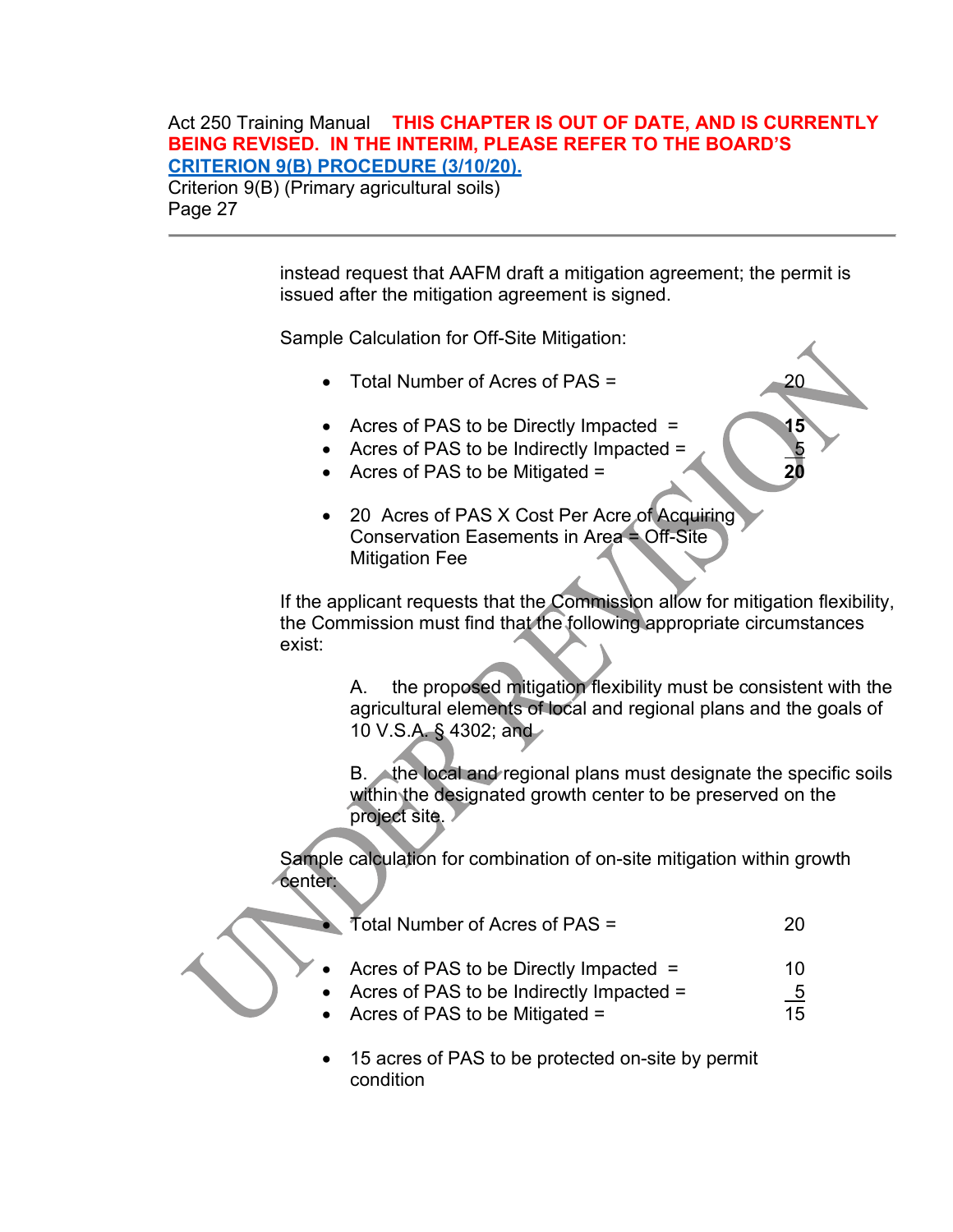instead request that AAFM draft a mitigation agreement; the permit is issued after the mitigation agreement is signed.

Sample Calculation for Off-Site Mitigation:

- Total Number of Acres of PAS = 20

- Acres of PAS to be Directly Impacted = **15**
- Acres of PAS to be Indirectly Impacted = 5
- Acres of PAS to be Mitigated = **20**

- 20 Acres of PAS X Cost Per Acre of Acquiring Conservation Easements in Area = Off-Site Mitigation Fee

If the applicant requests that the Commission allow for mitigation flexibility, the Commission must find that the following appropriate circumstances exist:

A. the proposed mitigation flexibility must be consistent with the agricultural elements of local and regional plans and the goals of 10 V.S.A. § 4302; and

B. the local and regional plans must designate the specific soils within the designated growth center to be preserved on the project site.

Sample calculation for combination of on-site mitigation within growth center:

- Total Number of Acres of PAS = 20

- Acres of PAS to be Directly Impacted = 10
- Acres of PAS to be Indirectly Impacted = 5
- Acres of PAS to be Mitigated = 15

- 15 acres of PAS to be protected on-site by permit condition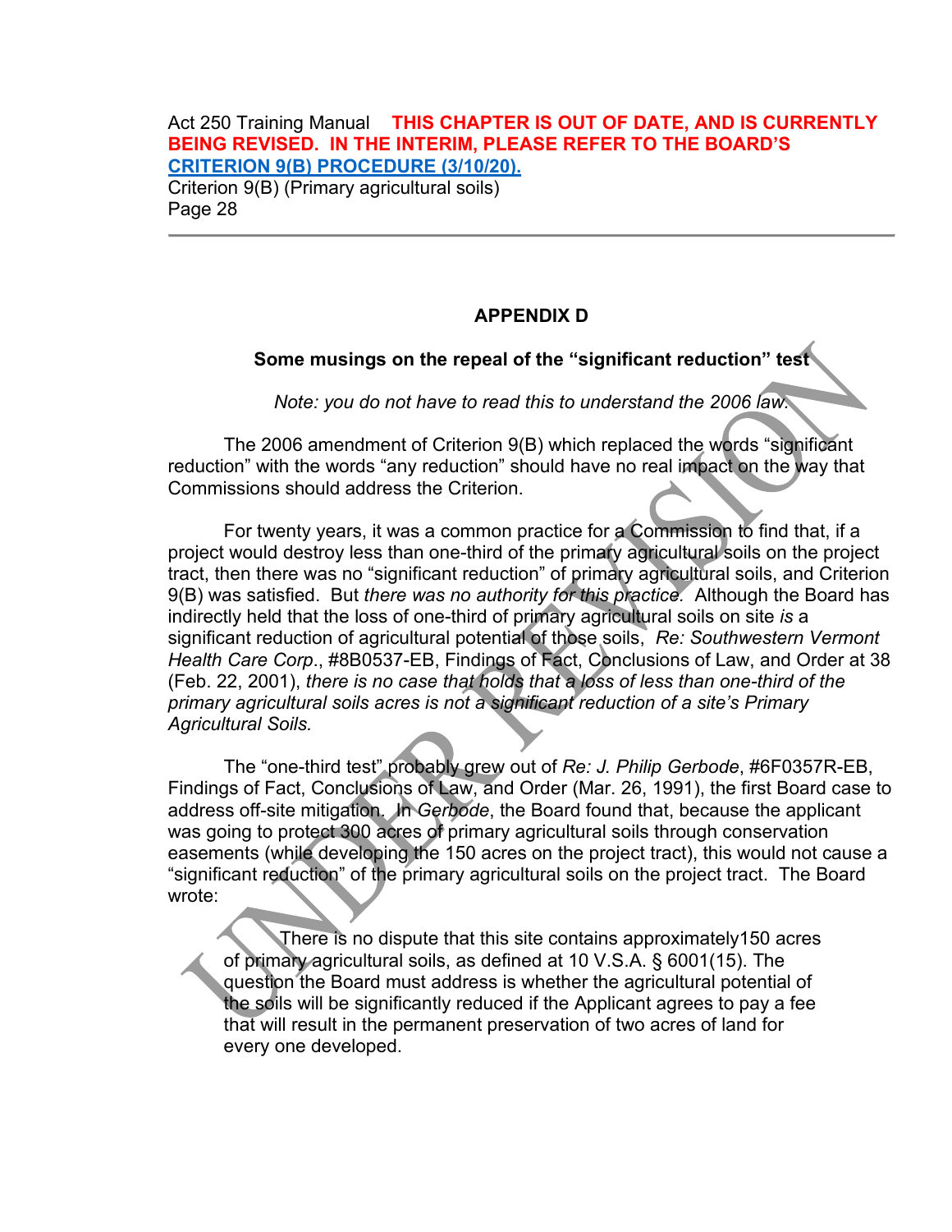## APPENDIX D

### Some musings on the repeal of the "significant reduction" test

*Note: you do not have to read this to understand the 2006 law.*

The 2006 amendment of Criterion 9(B) which replaced the words "significant reduction" with the words "any reduction" should have no real impact on the way that Commissions should address the Criterion.

For twenty years, it was a common practice for a Commission to find that, if a project would destroy less than one-third of the primary agricultural soils on the project tract, then there was no "significant reduction" of primary agricultural soils, and Criterion 9(B) was satisfied. But *there was no authority for this practice.* Although the Board has indirectly held that the loss of one-third of primary agricultural soils on site *is* a significant reduction of agricultural potential of those soils, *Re: Southwestern Vermont Health Care Corp*., #8B0537-EB, Findings of Fact, Conclusions of Law, and Order at 38 (Feb. 22, 2001), *there is no case that holds that a loss of less than one-third of the primary agricultural soils acres is not a significant reduction of a site's Primary Agricultural Soils.*

The "one-third test" probably grew out of *Re: J. Philip Gerbode*, #6F0357R-EB, Findings of Fact, Conclusions of Law, and Order (Mar. 26, 1991), the first Board case to address off-site mitigation. In *Gerbode*, the Board found that, because the applicant was going to protect 300 acres of primary agricultural soils through conservation easements (while developing the 150 acres on the project tract), this would not cause a "significant reduction" of the primary agricultural soils on the project tract. The Board wrote:

> There is no dispute that this site contains approximately150 acres of primary agricultural soils, as defined at 10 V.S.A. § 6001(15). The question the Board must address is whether the agricultural potential of the soils will be significantly reduced if the Applicant agrees to pay a fee that will result in the permanent preservation of two acres of land for every one developed.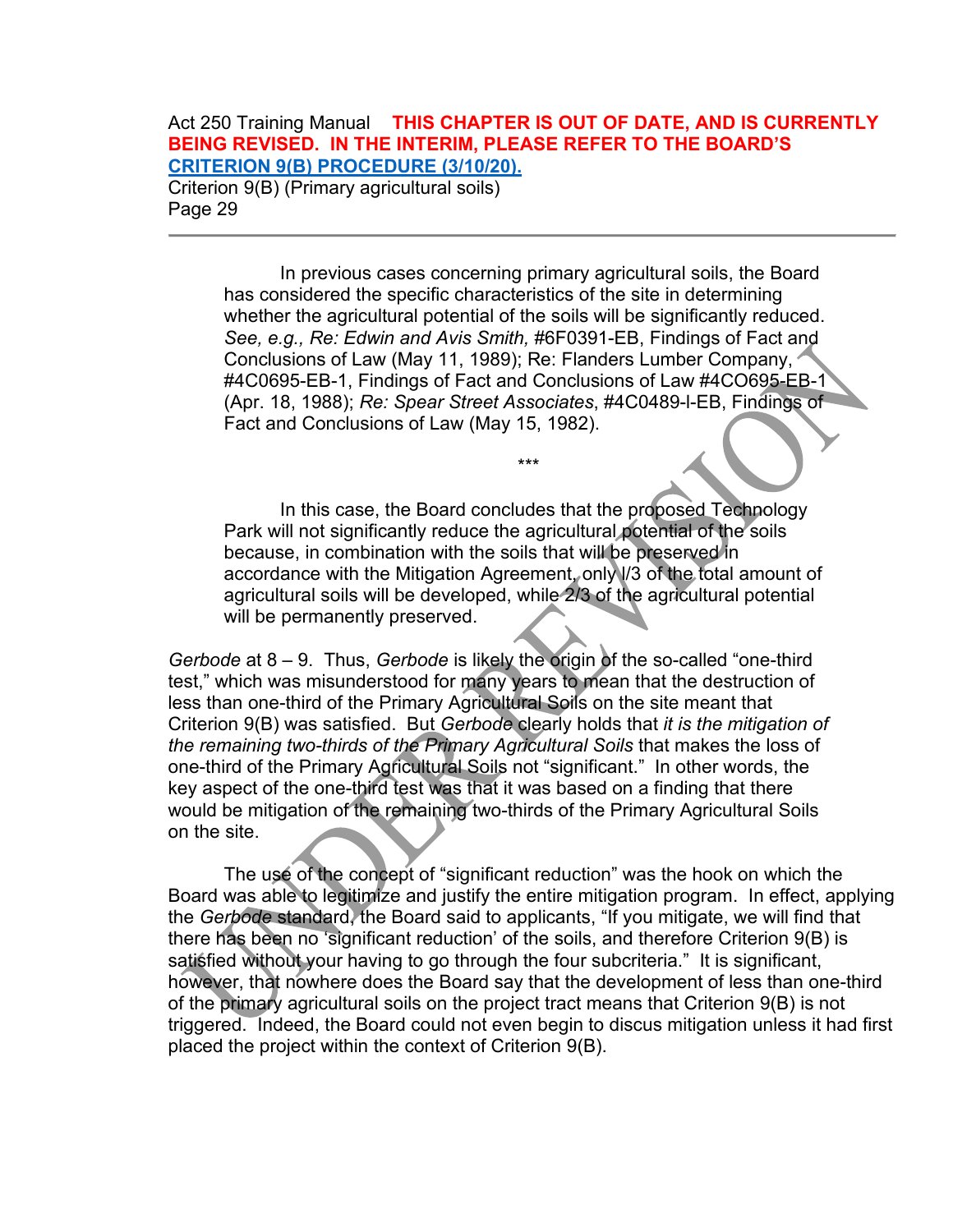> In previous cases concerning primary agricultural soils, the Board has considered the specific characteristics of the site in determining whether the agricultural potential of the soils will be significantly reduced. *See, e.g., Re: Edwin and Avis Smith,* #6F0391-EB, Findings of Fact and Conclusions of Law (May 11, 1989); Re: Flanders Lumber Company, #4C0695-EB-1, Findings of Fact and Conclusions of Law #4CO695-EB-1 (Apr. 18, 1988); *Re: Spear Street Associates*, #4C0489-I-EB, Findings of Fact and Conclusions of Law (May 15, 1982).
>
> \*\*\*
>
> In this case, the Board concludes that the proposed Technology Park will not significantly reduce the agricultural potential of the soils because, in combination with the soils that will be preserved in accordance with the Mitigation Agreement, only l/3 of the total amount of agricultural soils will be developed, while 2/3 of the agricultural potential will be permanently preserved.

*Gerbode* at 8 – 9. Thus, *Gerbode* is likely the origin of the so-called "one-third test," which was misunderstood for many years to mean that the destruction of less than one-third of the Primary Agricultural Soils on the site meant that Criterion 9(B) was satisfied. But *Gerbode* clearly holds that *it is the mitigation of the remaining two-thirds of the Primary Agricultural Soils* that makes the loss of one-third of the Primary Agricultural Soils not "significant." In other words, the key aspect of the one-third test was that it was based on a finding that there would be mitigation of the remaining two-thirds of the Primary Agricultural Soils on the site.

The use of the concept of "significant reduction" was the hook on which the Board was able to legitimize and justify the entire mitigation program. In effect, applying the *Gerbode* standard, the Board said to applicants, "If you mitigate, we will find that there has been no 'significant reduction' of the soils, and therefore Criterion 9(B) is satisfied without your having to go through the four subcriteria." It is significant, however, that nowhere does the Board say that the development of less than one-third of the primary agricultural soils on the project tract means that Criterion 9(B) is not triggered. Indeed, the Board could not even begin to discus mitigation unless it had first placed the project within the context of Criterion 9(B).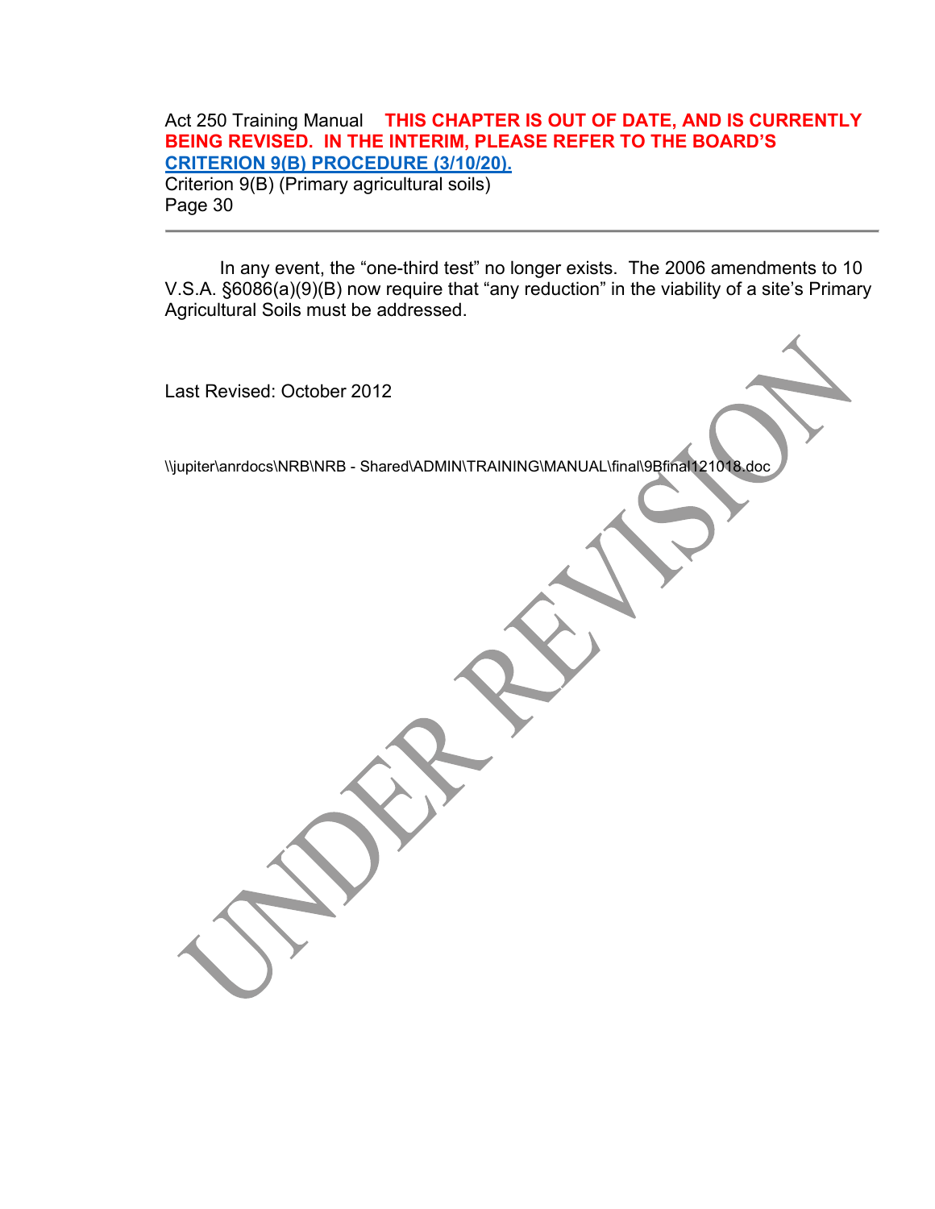In any event, the "one-third test" no longer exists. The 2006 amendments to 10 V.S.A. §6086(a)(9)(B) now require that "any reduction" in the viability of a site's Primary Agricultural Soils must be addressed.

Last Revised: October 2012

\\jupiter\anrdocs\NRB\NRB - Shared\ADMIN\TRAINING\MANUAL\final\9Bfinal121018.doc